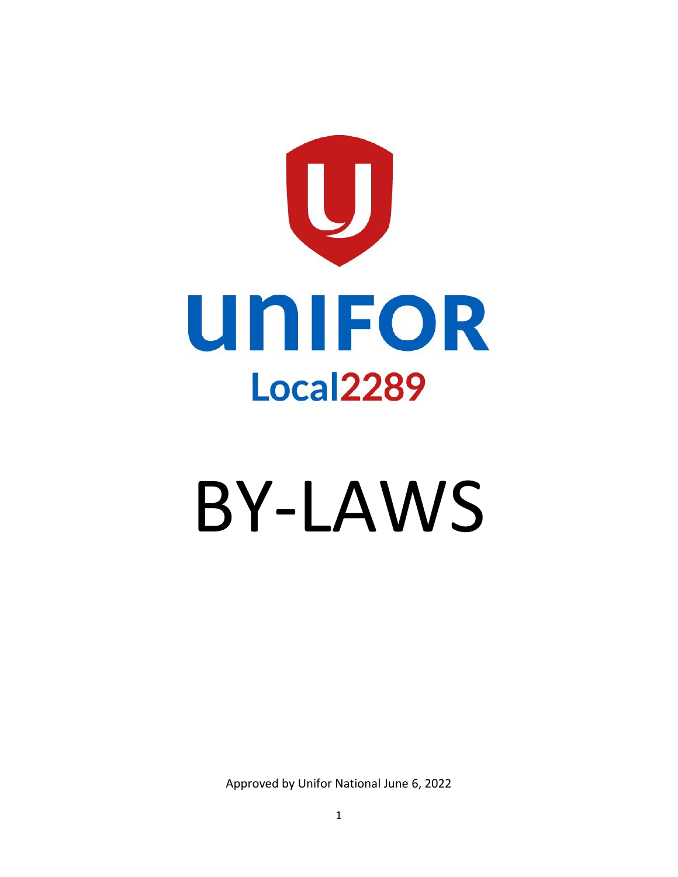UNIFOR

Local2289

# BY-LAWS

Approved by Unifor National June 6, 2022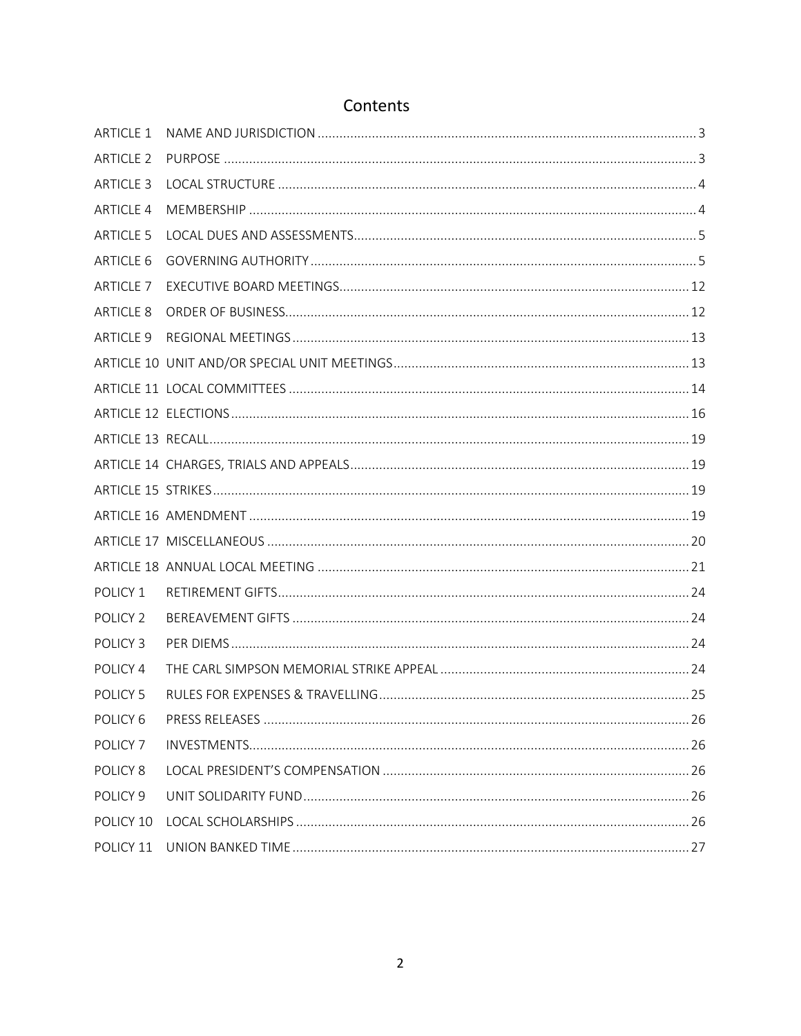# Contents

| | | |
|---|---|---|
| ARTICLE 1 | NAME AND JURISDICTION | 3 |
| ARTICLE 2 | PURPOSE | 3 |
| ARTICLE 3 | LOCAL STRUCTURE | 4 |
| ARTICLE 4 | MEMBERSHIP | 4 |
| ARTICLE 5 | LOCAL DUES AND ASSESSMENTS | 5 |
| ARTICLE 6 | GOVERNING AUTHORITY | 5 |
| ARTICLE 7 | EXECUTIVE BOARD MEETINGS | 12 |
| ARTICLE 8 | ORDER OF BUSINESS | 12 |
| ARTICLE 9 | REGIONAL MEETINGS | 13 |
| ARTICLE 10 | UNIT AND/OR SPECIAL UNIT MEETINGS | 13 |
| ARTICLE 11 | LOCAL COMMITTEES | 14 |
| ARTICLE 12 | ELECTIONS | 16 |
| ARTICLE 13 | RECALL | 19 |
| ARTICLE 14 | CHARGES, TRIALS AND APPEALS | 19 |
| ARTICLE 15 | STRIKES | 19 |
| ARTICLE 16 | AMENDMENT | 19 |
| ARTICLE 17 | MISCELLANEOUS | 20 |
| ARTICLE 18 | ANNUAL LOCAL MEETING | 21 |
| POLICY 1 | RETIREMENT GIFTS | 24 |
| POLICY 2 | BEREAVEMENT GIFTS | 24 |
| POLICY 3 | PER DIEMS | 24 |
| POLICY 4 | THE CARL SIMPSON MEMORIAL STRIKE APPEAL | 24 |
| POLICY 5 | RULES FOR EXPENSES & TRAVELLING | 25 |
| POLICY 6 | PRESS RELEASES | 26 |
| POLICY 7 | INVESTMENTS | 26 |
| POLICY 8 | LOCAL PRESIDENT'S COMPENSATION | 26 |
| POLICY 9 | UNIT SOLIDARITY FUND | 26 |
| POLICY 10 | LOCAL SCHOLARSHIPS | 26 |
| POLICY 11 | UNION BANKED TIME | 27 |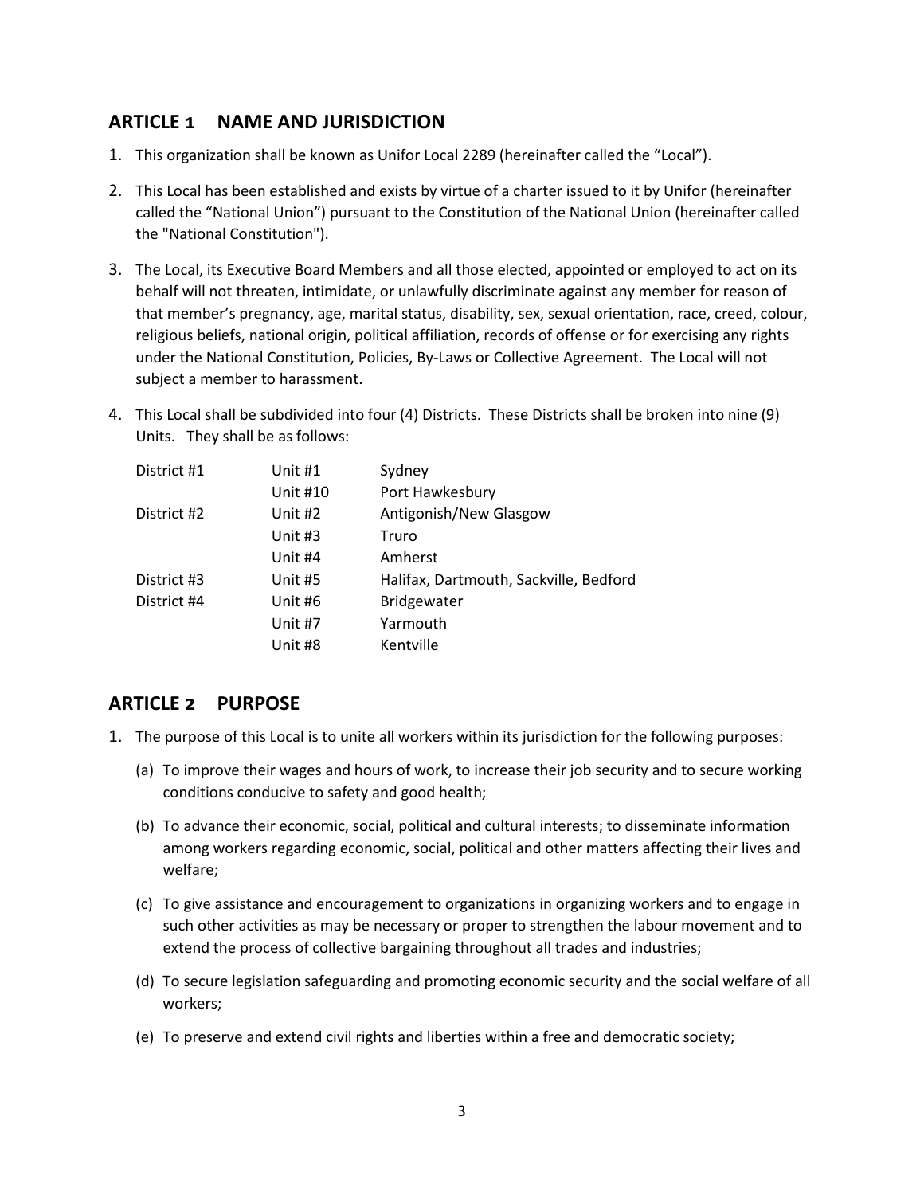## ARTICLE 1 NAME AND JURISDICTION

1. This organization shall be known as Unifor Local 2289 (hereinafter called the "Local").

2. This Local has been established and exists by virtue of a charter issued to it by Unifor (hereinafter called the "National Union") pursuant to the Constitution of the National Union (hereinafter called the "National Constitution").

3. The Local, its Executive Board Members and all those elected, appointed or employed to act on its behalf will not threaten, intimidate, or unlawfully discriminate against any member for reason of that member's pregnancy, age, marital status, disability, sex, sexual orientation, race, creed, colour, religious beliefs, national origin, political affiliation, records of offense or for exercising any rights under the National Constitution, Policies, By-Laws or Collective Agreement. The Local will not subject a member to harassment.

4. This Local shall be subdivided into four (4) Districts. These Districts shall be broken into nine (9) Units. They shall be as follows:

| | | |
|---|---|---|
| District #1 | Unit #1 | Sydney |
| | Unit #10 | Port Hawkesbury |
| District #2 | Unit #2 | Antigonish/New Glasgow |
| | Unit #3 | Truro |
| | Unit #4 | Amherst |
| District #3 | Unit #5 | Halifax, Dartmouth, Sackville, Bedford |
| District #4 | Unit #6 | Bridgewater |
| | Unit #7 | Yarmouth |
| | Unit #8 | Kentville |

## ARTICLE 2 PURPOSE

1. The purpose of this Local is to unite all workers within its jurisdiction for the following purposes:

   (a) To improve their wages and hours of work, to increase their job security and to secure working conditions conducive to safety and good health;

   (b) To advance their economic, social, political and cultural interests; to disseminate information among workers regarding economic, social, political and other matters affecting their lives and welfare;

   (c) To give assistance and encouragement to organizations in organizing workers and to engage in such other activities as may be necessary or proper to strengthen the labour movement and to extend the process of collective bargaining throughout all trades and industries;

   (d) To secure legislation safeguarding and promoting economic security and the social welfare of all workers;

   (e) To preserve and extend civil rights and liberties within a free and democratic society;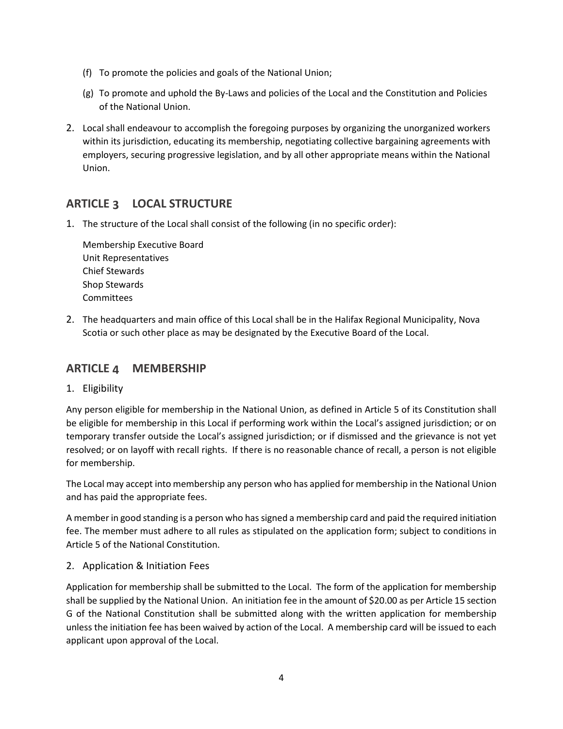(f) To promote the policies and goals of the National Union;

(g) To promote and uphold the By-Laws and policies of the Local and the Constitution and Policies of the National Union.

2. Local shall endeavour to accomplish the foregoing purposes by organizing the unorganized workers within its jurisdiction, educating its membership, negotiating collective bargaining agreements with employers, securing progressive legislation, and by all other appropriate means within the National Union.

## ARTICLE 3 LOCAL STRUCTURE

1. The structure of the Local shall consist of the following (in no specific order):

   Membership Executive Board
   Unit Representatives
   Chief Stewards
   Shop Stewards
   Committees

2. The headquarters and main office of this Local shall be in the Halifax Regional Municipality, Nova Scotia or such other place as may be designated by the Executive Board of the Local.

## ARTICLE 4 MEMBERSHIP

1. Eligibility

Any person eligible for membership in the National Union, as defined in Article 5 of its Constitution shall be eligible for membership in this Local if performing work within the Local's assigned jurisdiction; or on temporary transfer outside the Local's assigned jurisdiction; or if dismissed and the grievance is not yet resolved; or on layoff with recall rights. If there is no reasonable chance of recall, a person is not eligible for membership.

The Local may accept into membership any person who has applied for membership in the National Union and has paid the appropriate fees.

A member in good standing is a person who has signed a membership card and paid the required initiation fee. The member must adhere to all rules as stipulated on the application form; subject to conditions in Article 5 of the National Constitution.

2. Application & Initiation Fees

Application for membership shall be submitted to the Local. The form of the application for membership shall be supplied by the National Union. An initiation fee in the amount of $20.00 as per Article 15 section G of the National Constitution shall be submitted along with the written application for membership unless the initiation fee has been waived by action of the Local. A membership card will be issued to each applicant upon approval of the Local.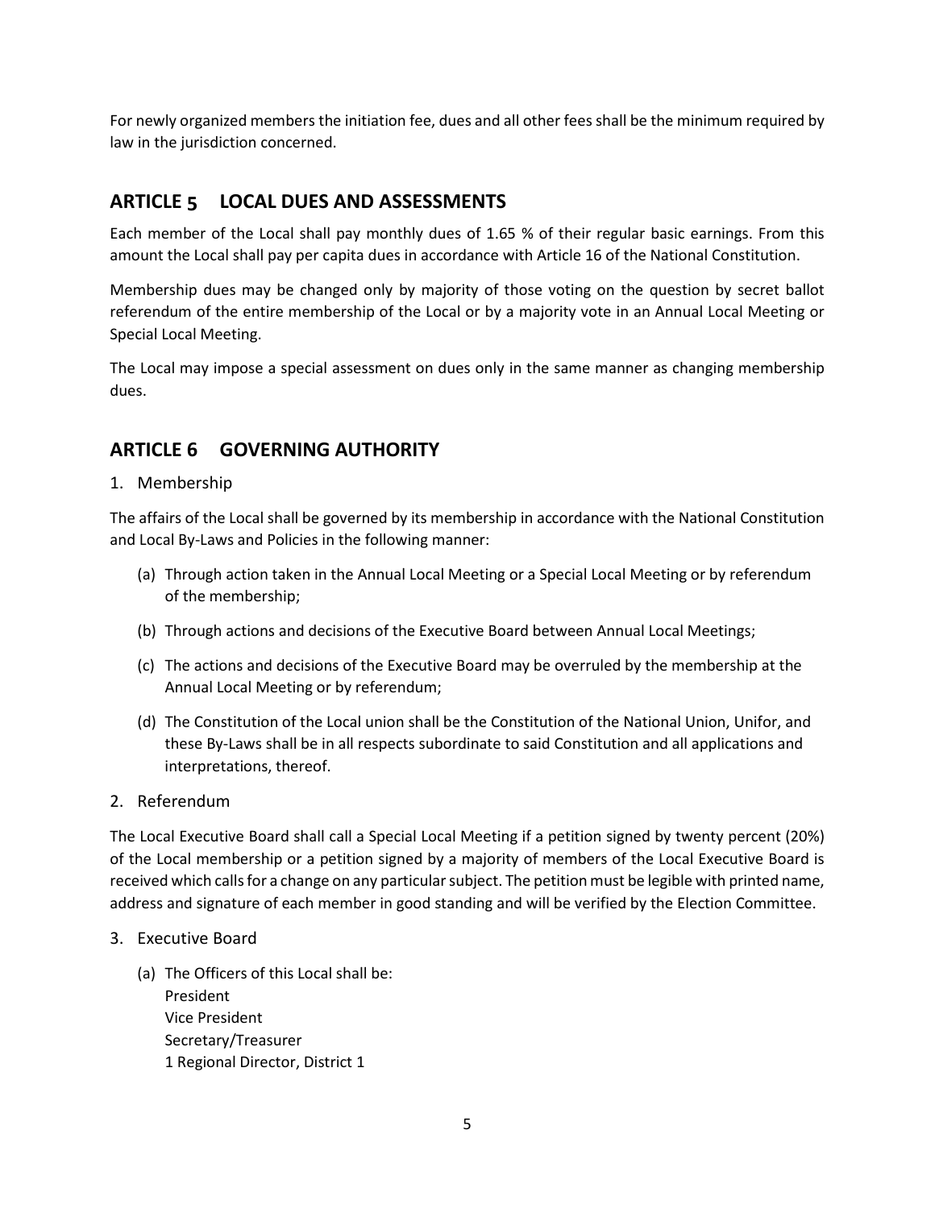For newly organized members the initiation fee, dues and all other fees shall be the minimum required by law in the jurisdiction concerned.

## ARTICLE 5 LOCAL DUES AND ASSESSMENTS

Each member of the Local shall pay monthly dues of 1.65 % of their regular basic earnings. From this amount the Local shall pay per capita dues in accordance with Article 16 of the National Constitution.

Membership dues may be changed only by majority of those voting on the question by secret ballot referendum of the entire membership of the Local or by a majority vote in an Annual Local Meeting or Special Local Meeting.

The Local may impose a special assessment on dues only in the same manner as changing membership dues.

## ARTICLE 6 GOVERNING AUTHORITY

1. Membership

The affairs of the Local shall be governed by its membership in accordance with the National Constitution and Local By-Laws and Policies in the following manner:

(a) Through action taken in the Annual Local Meeting or a Special Local Meeting or by referendum of the membership;

(b) Through actions and decisions of the Executive Board between Annual Local Meetings;

(c) The actions and decisions of the Executive Board may be overruled by the membership at the Annual Local Meeting or by referendum;

(d) The Constitution of the Local union shall be the Constitution of the National Union, Unifor, and these By-Laws shall be in all respects subordinate to said Constitution and all applications and interpretations, thereof.

2. Referendum

The Local Executive Board shall call a Special Local Meeting if a petition signed by twenty percent (20%) of the Local membership or a petition signed by a majority of members of the Local Executive Board is received which calls for a change on any particular subject. The petition must be legible with printed name, address and signature of each member in good standing and will be verified by the Election Committee.

3. Executive Board

(a) The Officers of this Local shall be:
President
Vice President
Secretary/Treasurer
1 Regional Director, District 1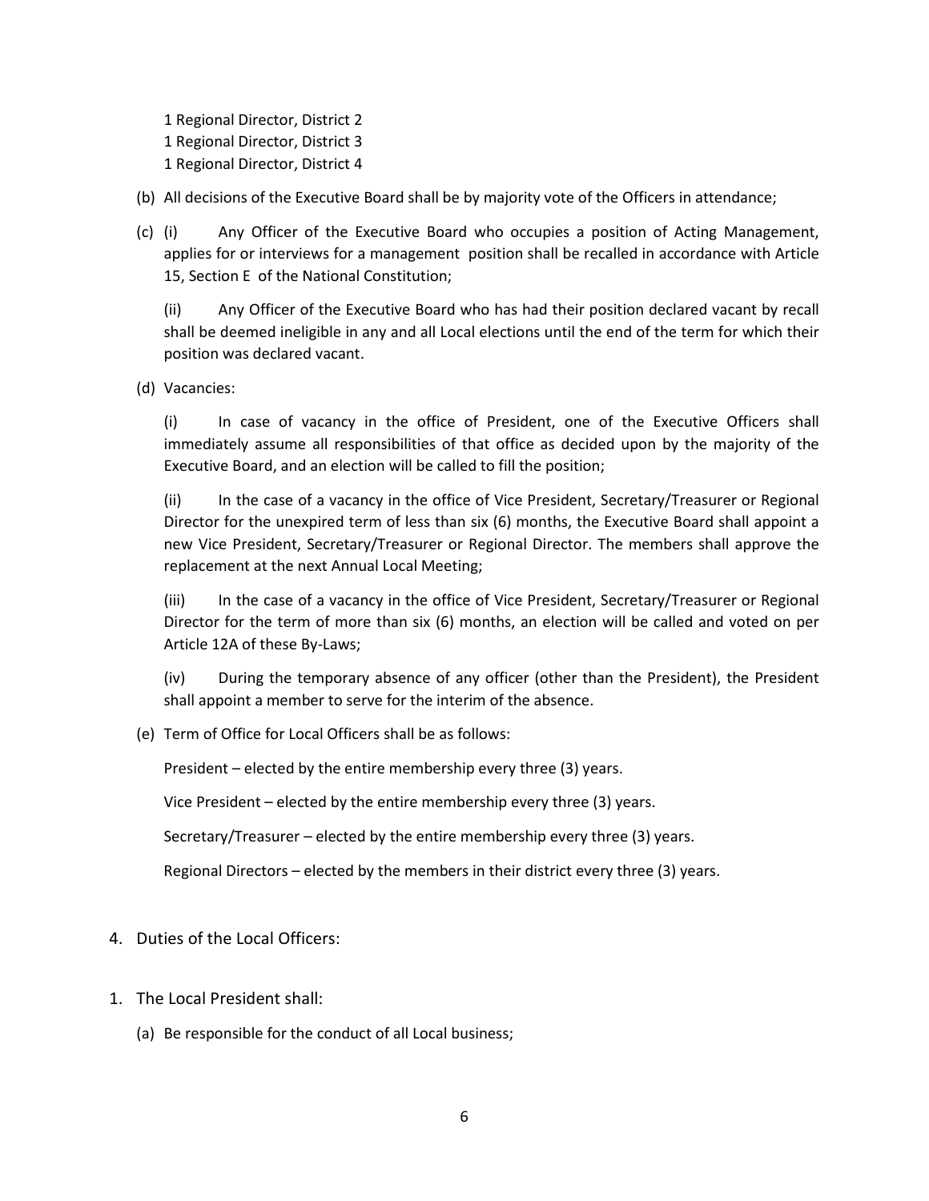1 Regional Director, District 2
1 Regional Director, District 3
1 Regional Director, District 4

(b) All decisions of the Executive Board shall be by majority vote of the Officers in attendance;

(c) (i) Any Officer of the Executive Board who occupies a position of Acting Management, applies for or interviews for a management position shall be recalled in accordance with Article 15, Section E of the National Constitution;

(ii) Any Officer of the Executive Board who has had their position declared vacant by recall shall be deemed ineligible in any and all Local elections until the end of the term for which their position was declared vacant.

(d) Vacancies:

(i) In case of vacancy in the office of President, one of the Executive Officers shall immediately assume all responsibilities of that office as decided upon by the majority of the Executive Board, and an election will be called to fill the position;

(ii) In the case of a vacancy in the office of Vice President, Secretary/Treasurer or Regional Director for the unexpired term of less than six (6) months, the Executive Board shall appoint a new Vice President, Secretary/Treasurer or Regional Director. The members shall approve the replacement at the next Annual Local Meeting;

(iii) In the case of a vacancy in the office of Vice President, Secretary/Treasurer or Regional Director for the term of more than six (6) months, an election will be called and voted on per Article 12A of these By-Laws;

(iv) During the temporary absence of any officer (other than the President), the President shall appoint a member to serve for the interim of the absence.

(e) Term of Office for Local Officers shall be as follows:

President – elected by the entire membership every three (3) years.

Vice President – elected by the entire membership every three (3) years.

Secretary/Treasurer – elected by the entire membership every three (3) years.

Regional Directors – elected by the members in their district every three (3) years.

4. Duties of the Local Officers:

1. The Local President shall:

(a) Be responsible for the conduct of all Local business;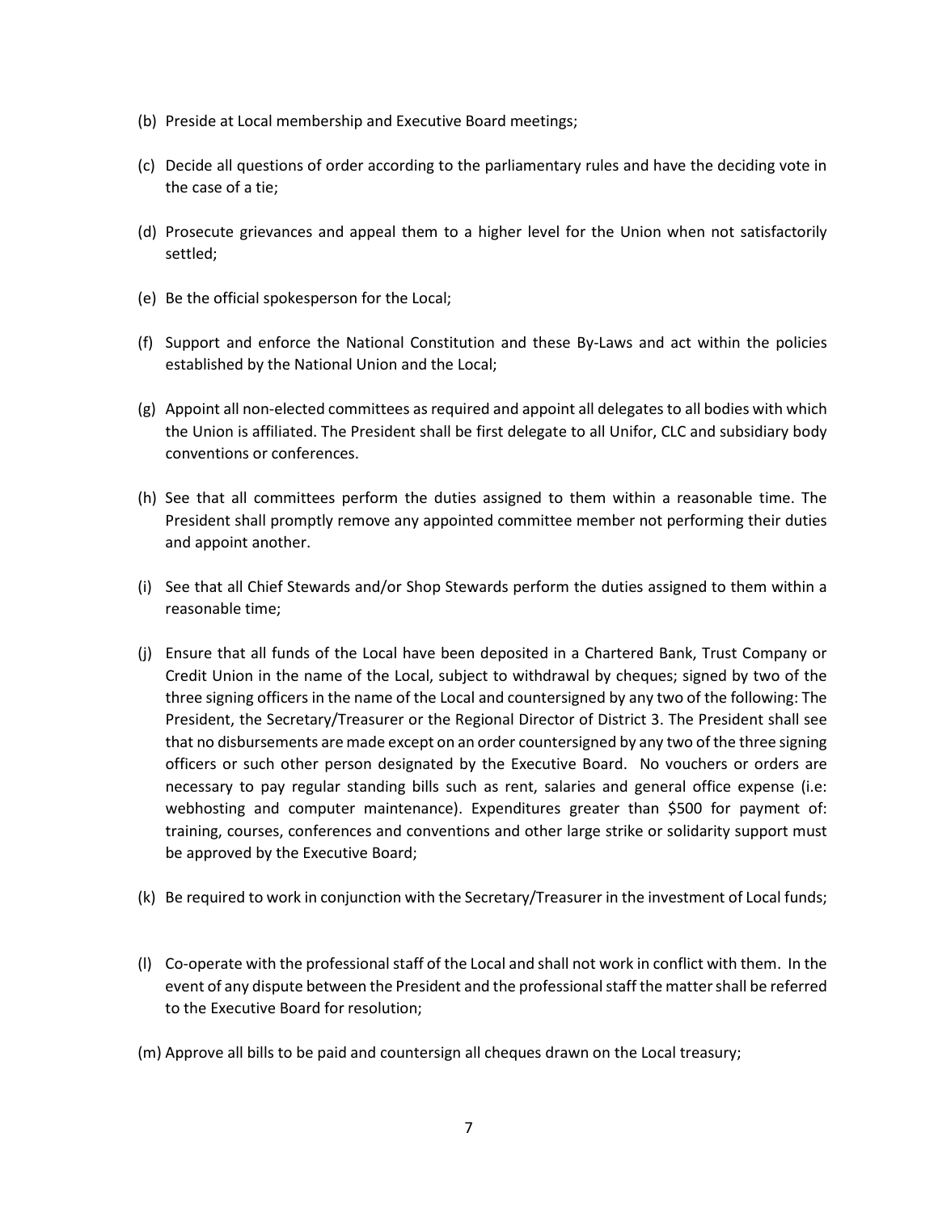(b) Preside at Local membership and Executive Board meetings;

(c) Decide all questions of order according to the parliamentary rules and have the deciding vote in the case of a tie;

(d) Prosecute grievances and appeal them to a higher level for the Union when not satisfactorily settled;

(e) Be the official spokesperson for the Local;

(f) Support and enforce the National Constitution and these By-Laws and act within the policies established by the National Union and the Local;

(g) Appoint all non-elected committees as required and appoint all delegates to all bodies with which the Union is affiliated. The President shall be first delegate to all Unifor, CLC and subsidiary body conventions or conferences.

(h) See that all committees perform the duties assigned to them within a reasonable time. The President shall promptly remove any appointed committee member not performing their duties and appoint another.

(i) See that all Chief Stewards and/or Shop Stewards perform the duties assigned to them within a reasonable time;

(j) Ensure that all funds of the Local have been deposited in a Chartered Bank, Trust Company or Credit Union in the name of the Local, subject to withdrawal by cheques; signed by two of the three signing officers in the name of the Local and countersigned by any two of the following: The President, the Secretary/Treasurer or the Regional Director of District 3. The President shall see that no disbursements are made except on an order countersigned by any two of the three signing officers or such other person designated by the Executive Board. No vouchers or orders are necessary to pay regular standing bills such as rent, salaries and general office expense (i.e: webhosting and computer maintenance). Expenditures greater than $500 for payment of: training, courses, conferences and conventions and other large strike or solidarity support must be approved by the Executive Board;

(k) Be required to work in conjunction with the Secretary/Treasurer in the investment of Local funds;

(l) Co-operate with the professional staff of the Local and shall not work in conflict with them. In the event of any dispute between the President and the professional staff the matter shall be referred to the Executive Board for resolution;

(m) Approve all bills to be paid and countersign all cheques drawn on the Local treasury;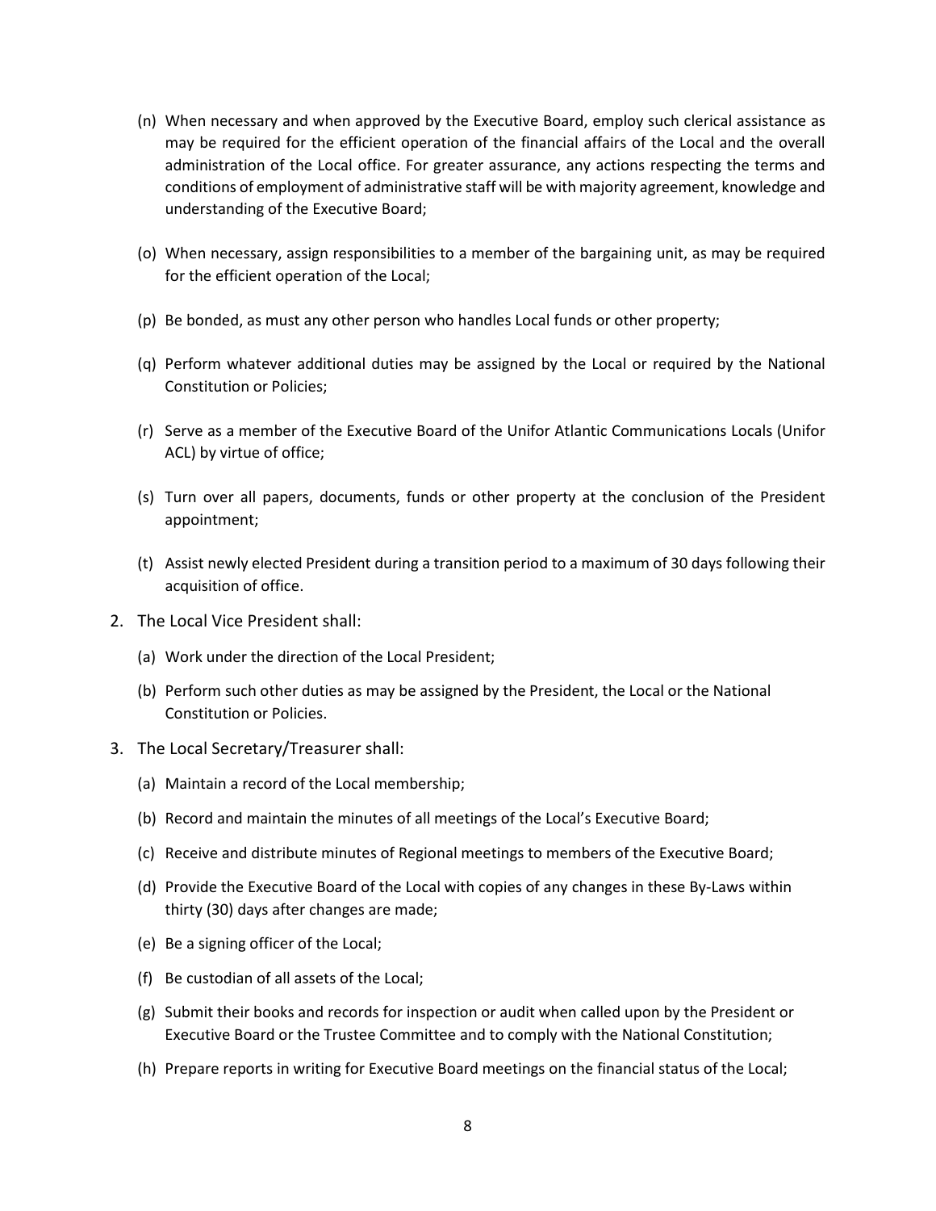(n) When necessary and when approved by the Executive Board, employ such clerical assistance as may be required for the efficient operation of the financial affairs of the Local and the overall administration of the Local office. For greater assurance, any actions respecting the terms and conditions of employment of administrative staff will be with majority agreement, knowledge and understanding of the Executive Board;

(o) When necessary, assign responsibilities to a member of the bargaining unit, as may be required for the efficient operation of the Local;

(p) Be bonded, as must any other person who handles Local funds or other property;

(q) Perform whatever additional duties may be assigned by the Local or required by the National Constitution or Policies;

(r) Serve as a member of the Executive Board of the Unifor Atlantic Communications Locals (Unifor ACL) by virtue of office;

(s) Turn over all papers, documents, funds or other property at the conclusion of the President appointment;

(t) Assist newly elected President during a transition period to a maximum of 30 days following their acquisition of office.

2. The Local Vice President shall:

   (a) Work under the direction of the Local President;

   (b) Perform such other duties as may be assigned by the President, the Local or the National Constitution or Policies.

3. The Local Secretary/Treasurer shall:

   (a) Maintain a record of the Local membership;

   (b) Record and maintain the minutes of all meetings of the Local's Executive Board;

   (c) Receive and distribute minutes of Regional meetings to members of the Executive Board;

   (d) Provide the Executive Board of the Local with copies of any changes in these By-Laws within thirty (30) days after changes are made;

   (e) Be a signing officer of the Local;

   (f) Be custodian of all assets of the Local;

   (g) Submit their books and records for inspection or audit when called upon by the President or Executive Board or the Trustee Committee and to comply with the National Constitution;

   (h) Prepare reports in writing for Executive Board meetings on the financial status of the Local;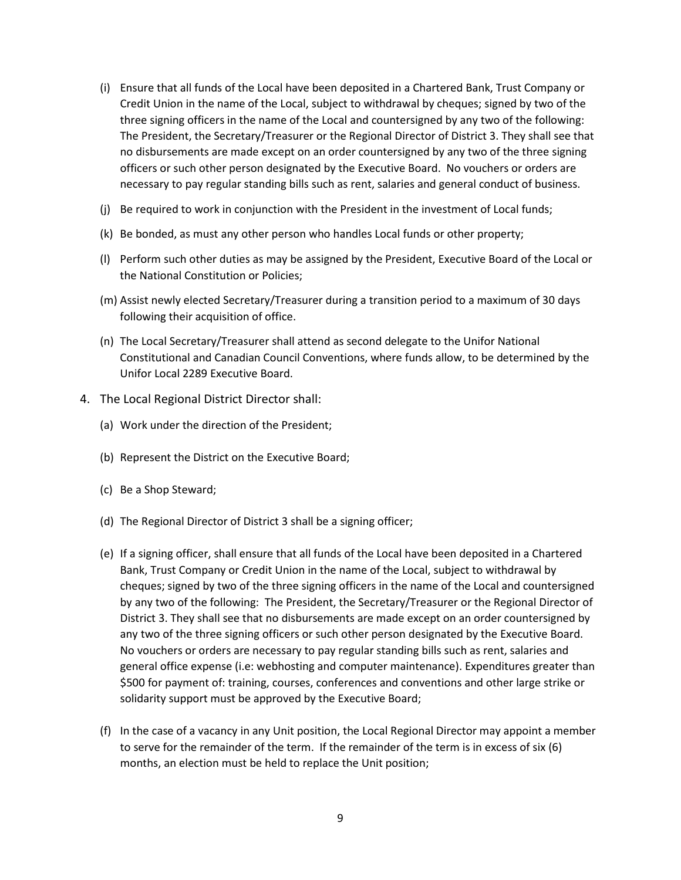(i) Ensure that all funds of the Local have been deposited in a Chartered Bank, Trust Company or Credit Union in the name of the Local, subject to withdrawal by cheques; signed by two of the three signing officers in the name of the Local and countersigned by any two of the following: The President, the Secretary/Treasurer or the Regional Director of District 3. They shall see that no disbursements are made except on an order countersigned by any two of the three signing officers or such other person designated by the Executive Board. No vouchers or orders are necessary to pay regular standing bills such as rent, salaries and general conduct of business.

(j) Be required to work in conjunction with the President in the investment of Local funds;

(k) Be bonded, as must any other person who handles Local funds or other property;

(l) Perform such other duties as may be assigned by the President, Executive Board of the Local or the National Constitution or Policies;

(m) Assist newly elected Secretary/Treasurer during a transition period to a maximum of 30 days following their acquisition of office.

(n) The Local Secretary/Treasurer shall attend as second delegate to the Unifor National Constitutional and Canadian Council Conventions, where funds allow, to be determined by the Unifor Local 2289 Executive Board.

4. The Local Regional District Director shall:

   (a) Work under the direction of the President;

   (b) Represent the District on the Executive Board;

   (c) Be a Shop Steward;

   (d) The Regional Director of District 3 shall be a signing officer;

   (e) If a signing officer, shall ensure that all funds of the Local have been deposited in a Chartered Bank, Trust Company or Credit Union in the name of the Local, subject to withdrawal by cheques; signed by two of the three signing officers in the name of the Local and countersigned by any two of the following: The President, the Secretary/Treasurer or the Regional Director of District 3. They shall see that no disbursements are made except on an order countersigned by any two of the three signing officers or such other person designated by the Executive Board. No vouchers or orders are necessary to pay regular standing bills such as rent, salaries and general office expense (i.e: webhosting and computer maintenance). Expenditures greater than $500 for payment of: training, courses, conferences and conventions and other large strike or solidarity support must be approved by the Executive Board;

   (f) In the case of a vacancy in any Unit position, the Local Regional Director may appoint a member to serve for the remainder of the term. If the remainder of the term is in excess of six (6) months, an election must be held to replace the Unit position;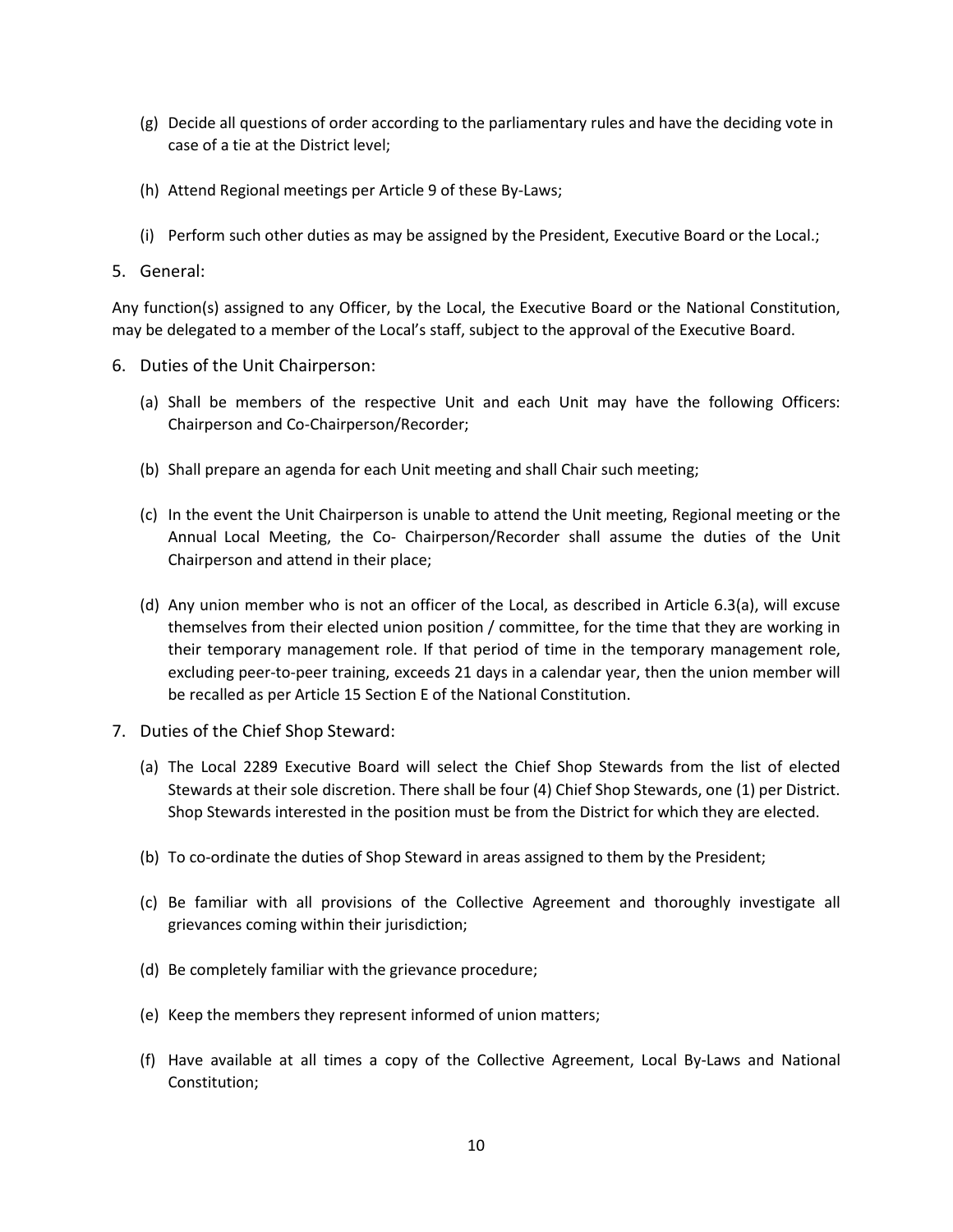(g) Decide all questions of order according to the parliamentary rules and have the deciding vote in case of a tie at the District level;

(h) Attend Regional meetings per Article 9 of these By-Laws;

(i) Perform such other duties as may be assigned by the President, Executive Board or the Local.;

5. General:

Any function(s) assigned to any Officer, by the Local, the Executive Board or the National Constitution, may be delegated to a member of the Local's staff, subject to the approval of the Executive Board.

6. Duties of the Unit Chairperson:

(a) Shall be members of the respective Unit and each Unit may have the following Officers: Chairperson and Co-Chairperson/Recorder;

(b) Shall prepare an agenda for each Unit meeting and shall Chair such meeting;

(c) In the event the Unit Chairperson is unable to attend the Unit meeting, Regional meeting or the Annual Local Meeting, the Co- Chairperson/Recorder shall assume the duties of the Unit Chairperson and attend in their place;

(d) Any union member who is not an officer of the Local, as described in Article 6.3(a), will excuse themselves from their elected union position / committee, for the time that they are working in their temporary management role. If that period of time in the temporary management role, excluding peer-to-peer training, exceeds 21 days in a calendar year, then the union member will be recalled as per Article 15 Section E of the National Constitution.

7. Duties of the Chief Shop Steward:

(a) The Local 2289 Executive Board will select the Chief Shop Stewards from the list of elected Stewards at their sole discretion. There shall be four (4) Chief Shop Stewards, one (1) per District. Shop Stewards interested in the position must be from the District for which they are elected.

(b) To co-ordinate the duties of Shop Steward in areas assigned to them by the President;

(c) Be familiar with all provisions of the Collective Agreement and thoroughly investigate all grievances coming within their jurisdiction;

(d) Be completely familiar with the grievance procedure;

(e) Keep the members they represent informed of union matters;

(f) Have available at all times a copy of the Collective Agreement, Local By-Laws and National Constitution;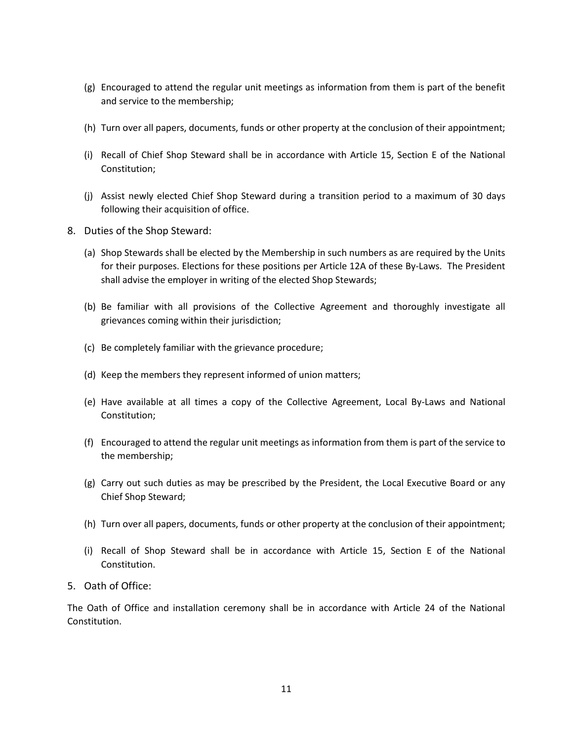(g) Encouraged to attend the regular unit meetings as information from them is part of the benefit and service to the membership;

(h) Turn over all papers, documents, funds or other property at the conclusion of their appointment;

(i) Recall of Chief Shop Steward shall be in accordance with Article 15, Section E of the National Constitution;

(j) Assist newly elected Chief Shop Steward during a transition period to a maximum of 30 days following their acquisition of office.

8. Duties of the Shop Steward:

(a) Shop Stewards shall be elected by the Membership in such numbers as are required by the Units for their purposes. Elections for these positions per Article 12A of these By-Laws. The President shall advise the employer in writing of the elected Shop Stewards;

(b) Be familiar with all provisions of the Collective Agreement and thoroughly investigate all grievances coming within their jurisdiction;

(c) Be completely familiar with the grievance procedure;

(d) Keep the members they represent informed of union matters;

(e) Have available at all times a copy of the Collective Agreement, Local By-Laws and National Constitution;

(f) Encouraged to attend the regular unit meetings as information from them is part of the service to the membership;

(g) Carry out such duties as may be prescribed by the President, the Local Executive Board or any Chief Shop Steward;

(h) Turn over all papers, documents, funds or other property at the conclusion of their appointment;

(i) Recall of Shop Steward shall be in accordance with Article 15, Section E of the National Constitution.

5. Oath of Office:

The Oath of Office and installation ceremony shall be in accordance with Article 24 of the National Constitution.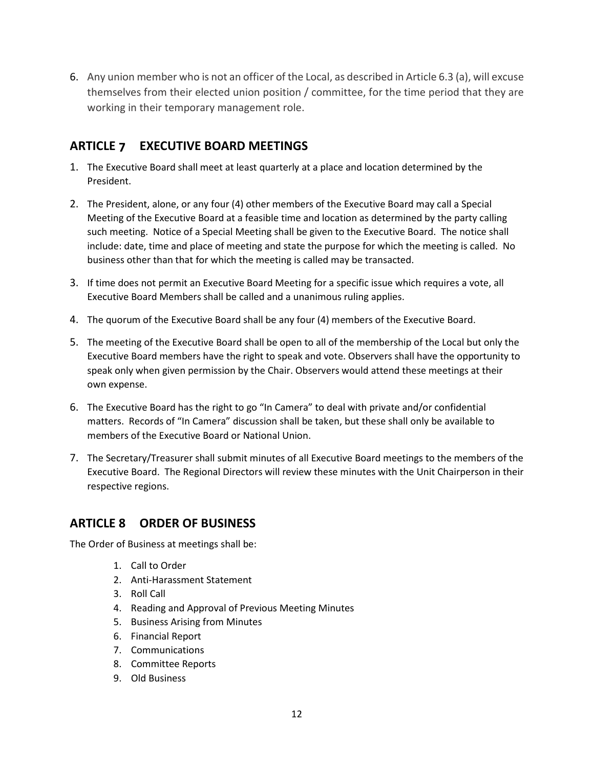6. Any union member who is not an officer of the Local, as described in Article 6.3 (a), will excuse themselves from their elected union position / committee, for the time period that they are working in their temporary management role.

## ARTICLE 7 EXECUTIVE BOARD MEETINGS

1. The Executive Board shall meet at least quarterly at a place and location determined by the President.
2. The President, alone, or any four (4) other members of the Executive Board may call a Special Meeting of the Executive Board at a feasible time and location as determined by the party calling such meeting. Notice of a Special Meeting shall be given to the Executive Board. The notice shall include: date, time and place of meeting and state the purpose for which the meeting is called. No business other than that for which the meeting is called may be transacted.
3. If time does not permit an Executive Board Meeting for a specific issue which requires a vote, all Executive Board Members shall be called and a unanimous ruling applies.
4. The quorum of the Executive Board shall be any four (4) members of the Executive Board.
5. The meeting of the Executive Board shall be open to all of the membership of the Local but only the Executive Board members have the right to speak and vote. Observers shall have the opportunity to speak only when given permission by the Chair. Observers would attend these meetings at their own expense.
6. The Executive Board has the right to go "In Camera" to deal with private and/or confidential matters. Records of "In Camera" discussion shall be taken, but these shall only be available to members of the Executive Board or National Union.
7. The Secretary/Treasurer shall submit minutes of all Executive Board meetings to the members of the Executive Board. The Regional Directors will review these minutes with the Unit Chairperson in their respective regions.

## ARTICLE 8 ORDER OF BUSINESS

The Order of Business at meetings shall be:

1. Call to Order
2. Anti-Harassment Statement
3. Roll Call
4. Reading and Approval of Previous Meeting Minutes
5. Business Arising from Minutes
6. Financial Report
7. Communications
8. Committee Reports
9. Old Business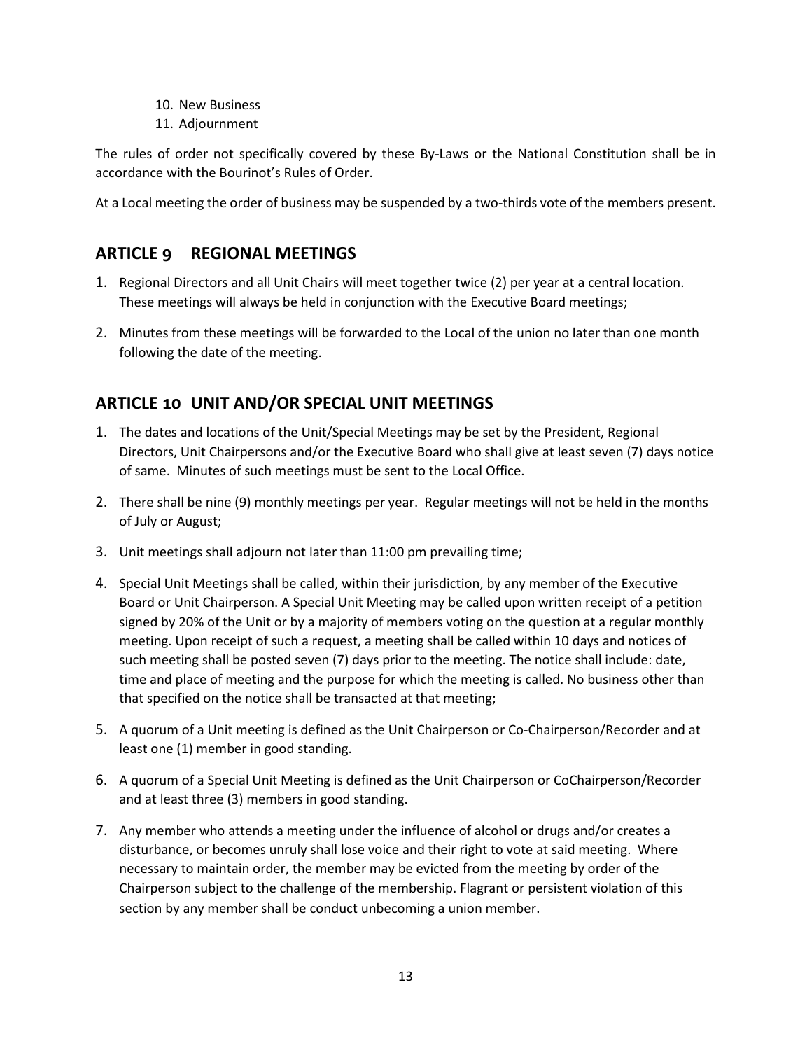10. New Business
11. Adjournment

The rules of order not specifically covered by these By-Laws or the National Constitution shall be in accordance with the Bourinot's Rules of Order.

At a Local meeting the order of business may be suspended by a two-thirds vote of the members present.

## ARTICLE 9 REGIONAL MEETINGS

1. Regional Directors and all Unit Chairs will meet together twice (2) per year at a central location. These meetings will always be held in conjunction with the Executive Board meetings;
2. Minutes from these meetings will be forwarded to the Local of the union no later than one month following the date of the meeting.

## ARTICLE 10 UNIT AND/OR SPECIAL UNIT MEETINGS

1. The dates and locations of the Unit/Special Meetings may be set by the President, Regional Directors, Unit Chairpersons and/or the Executive Board who shall give at least seven (7) days notice of same. Minutes of such meetings must be sent to the Local Office.
2. There shall be nine (9) monthly meetings per year. Regular meetings will not be held in the months of July or August;
3. Unit meetings shall adjourn not later than 11:00 pm prevailing time;
4. Special Unit Meetings shall be called, within their jurisdiction, by any member of the Executive Board or Unit Chairperson. A Special Unit Meeting may be called upon written receipt of a petition signed by 20% of the Unit or by a majority of members voting on the question at a regular monthly meeting. Upon receipt of such a request, a meeting shall be called within 10 days and notices of such meeting shall be posted seven (7) days prior to the meeting. The notice shall include: date, time and place of meeting and the purpose for which the meeting is called. No business other than that specified on the notice shall be transacted at that meeting;
5. A quorum of a Unit meeting is defined as the Unit Chairperson or Co-Chairperson/Recorder and at least one (1) member in good standing.
6. A quorum of a Special Unit Meeting is defined as the Unit Chairperson or CoChairperson/Recorder and at least three (3) members in good standing.
7. Any member who attends a meeting under the influence of alcohol or drugs and/or creates a disturbance, or becomes unruly shall lose voice and their right to vote at said meeting. Where necessary to maintain order, the member may be evicted from the meeting by order of the Chairperson subject to the challenge of the membership. Flagrant or persistent violation of this section by any member shall be conduct unbecoming a union member.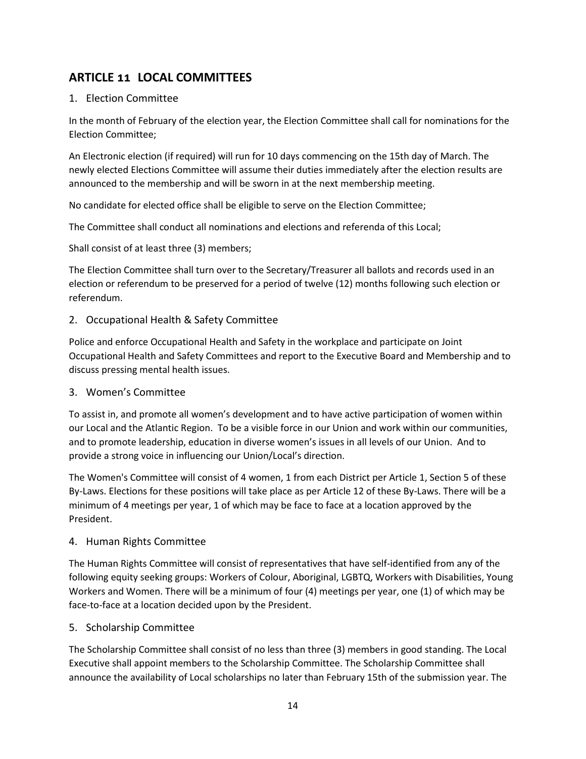## ARTICLE 11 LOCAL COMMITTEES

### 1. Election Committee

In the month of February of the election year, the Election Committee shall call for nominations for the Election Committee;

An Electronic election (if required) will run for 10 days commencing on the 15th day of March. The newly elected Elections Committee will assume their duties immediately after the election results are announced to the membership and will be sworn in at the next membership meeting.

No candidate for elected office shall be eligible to serve on the Election Committee;

The Committee shall conduct all nominations and elections and referenda of this Local;

Shall consist of at least three (3) members;

The Election Committee shall turn over to the Secretary/Treasurer all ballots and records used in an election or referendum to be preserved for a period of twelve (12) months following such election or referendum.

### 2. Occupational Health & Safety Committee

Police and enforce Occupational Health and Safety in the workplace and participate on Joint Occupational Health and Safety Committees and report to the Executive Board and Membership and to discuss pressing mental health issues.

### 3. Women's Committee

To assist in, and promote all women's development and to have active participation of women within our Local and the Atlantic Region. To be a visible force in our Union and work within our communities, and to promote leadership, education in diverse women's issues in all levels of our Union. And to provide a strong voice in influencing our Union/Local's direction.

The Women's Committee will consist of 4 women, 1 from each District per Article 1, Section 5 of these By-Laws. Elections for these positions will take place as per Article 12 of these By-Laws. There will be a minimum of 4 meetings per year, 1 of which may be face to face at a location approved by the President.

### 4. Human Rights Committee

The Human Rights Committee will consist of representatives that have self-identified from any of the following equity seeking groups: Workers of Colour, Aboriginal, LGBTQ, Workers with Disabilities, Young Workers and Women. There will be a minimum of four (4) meetings per year, one (1) of which may be face-to-face at a location decided upon by the President.

### 5. Scholarship Committee

The Scholarship Committee shall consist of no less than three (3) members in good standing. The Local Executive shall appoint members to the Scholarship Committee. The Scholarship Committee shall announce the availability of Local scholarships no later than February 15th of the submission year. The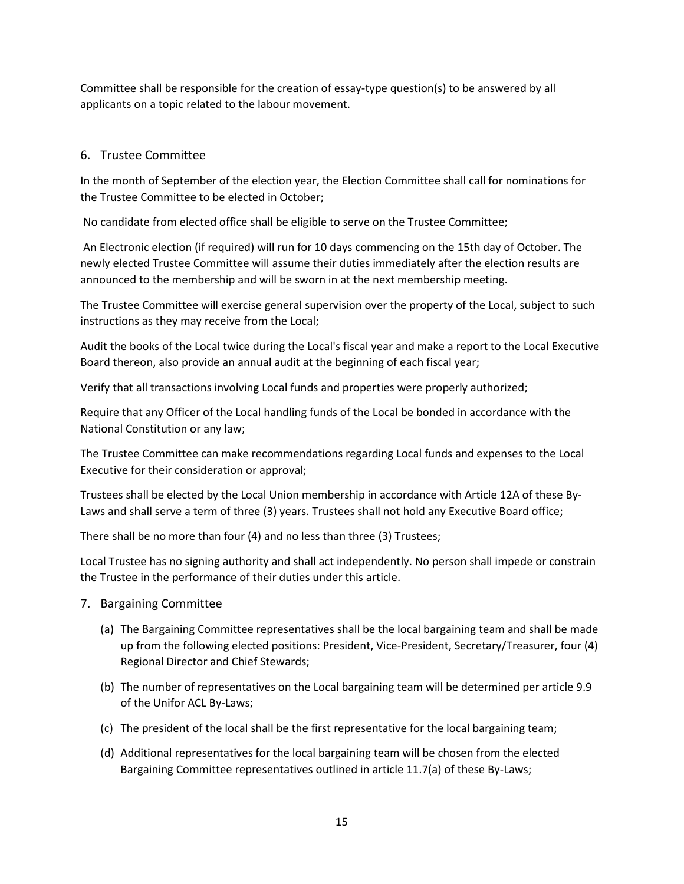Committee shall be responsible for the creation of essay-type question(s) to be answered by all applicants on a topic related to the labour movement.

## 6. Trustee Committee

In the month of September of the election year, the Election Committee shall call for nominations for the Trustee Committee to be elected in October;

No candidate from elected office shall be eligible to serve on the Trustee Committee;

An Electronic election (if required) will run for 10 days commencing on the 15th day of October. The newly elected Trustee Committee will assume their duties immediately after the election results are announced to the membership and will be sworn in at the next membership meeting.

The Trustee Committee will exercise general supervision over the property of the Local, subject to such instructions as they may receive from the Local;

Audit the books of the Local twice during the Local's fiscal year and make a report to the Local Executive Board thereon, also provide an annual audit at the beginning of each fiscal year;

Verify that all transactions involving Local funds and properties were properly authorized;

Require that any Officer of the Local handling funds of the Local be bonded in accordance with the National Constitution or any law;

The Trustee Committee can make recommendations regarding Local funds and expenses to the Local Executive for their consideration or approval;

Trustees shall be elected by the Local Union membership in accordance with Article 12A of these By-Laws and shall serve a term of three (3) years. Trustees shall not hold any Executive Board office;

There shall be no more than four (4) and no less than three (3) Trustees;

Local Trustee has no signing authority and shall act independently. No person shall impede or constrain the Trustee in the performance of their duties under this article.

## 7. Bargaining Committee

(a) The Bargaining Committee representatives shall be the local bargaining team and shall be made up from the following elected positions: President, Vice-President, Secretary/Treasurer, four (4) Regional Director and Chief Stewards;

(b) The number of representatives on the Local bargaining team will be determined per article 9.9 of the Unifor ACL By-Laws;

(c) The president of the local shall be the first representative for the local bargaining team;

(d) Additional representatives for the local bargaining team will be chosen from the elected Bargaining Committee representatives outlined in article 11.7(a) of these By-Laws;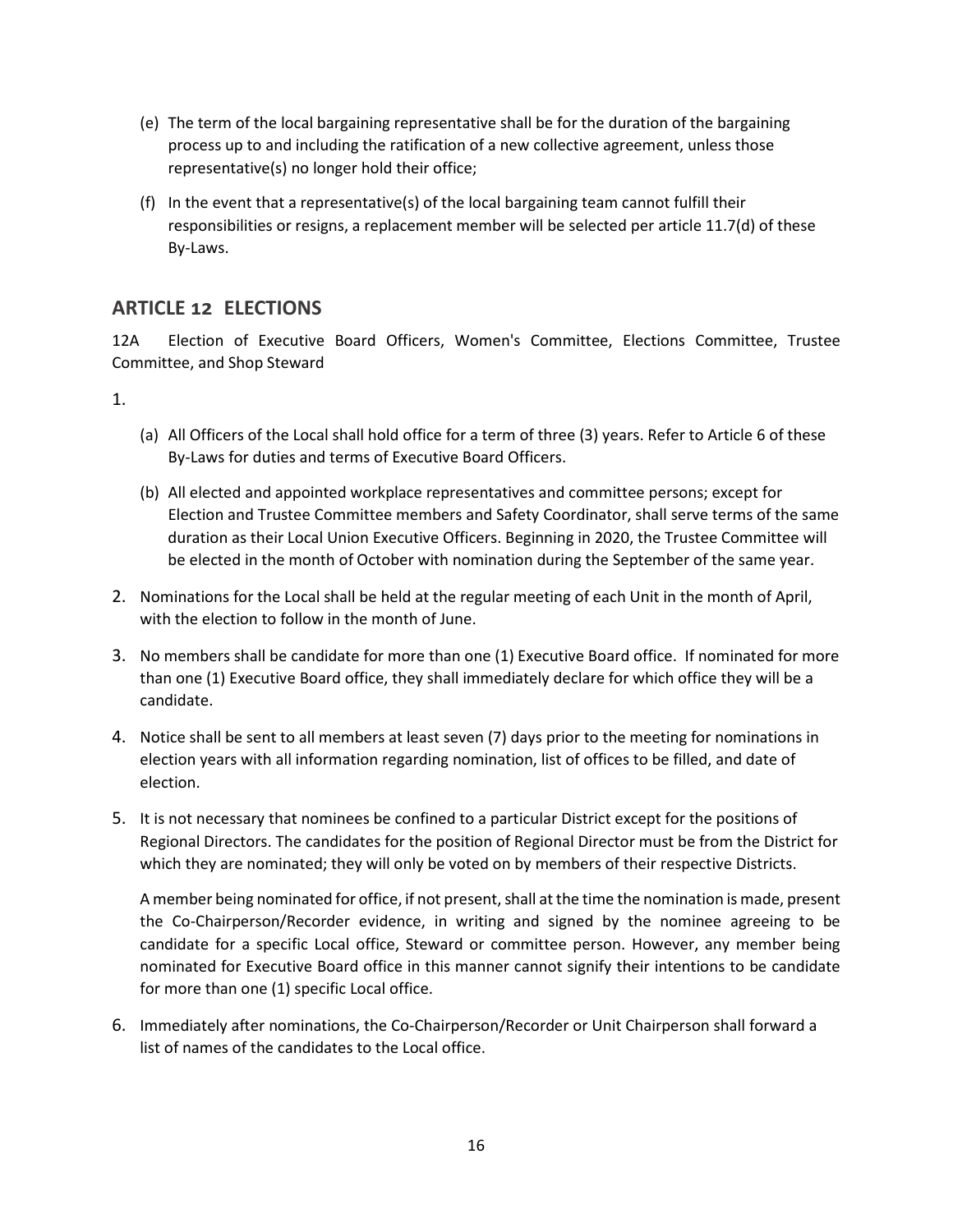(e) The term of the local bargaining representative shall be for the duration of the bargaining process up to and including the ratification of a new collective agreement, unless those representative(s) no longer hold their office;

(f) In the event that a representative(s) of the local bargaining team cannot fulfill their responsibilities or resigns, a replacement member will be selected per article 11.7(d) of these By-Laws.

## ARTICLE 12 ELECTIONS

12A Election of Executive Board Officers, Women's Committee, Elections Committee, Trustee Committee, and Shop Steward

1.

(a) All Officers of the Local shall hold office for a term of three (3) years. Refer to Article 6 of these By-Laws for duties and terms of Executive Board Officers.

(b) All elected and appointed workplace representatives and committee persons; except for Election and Trustee Committee members and Safety Coordinator, shall serve terms of the same duration as their Local Union Executive Officers. Beginning in 2020, the Trustee Committee will be elected in the month of October with nomination during the September of the same year.

2. Nominations for the Local shall be held at the regular meeting of each Unit in the month of April, with the election to follow in the month of June.

3. No members shall be candidate for more than one (1) Executive Board office. If nominated for more than one (1) Executive Board office, they shall immediately declare for which office they will be a candidate.

4. Notice shall be sent to all members at least seven (7) days prior to the meeting for nominations in election years with all information regarding nomination, list of offices to be filled, and date of election.

5. It is not necessary that nominees be confined to a particular District except for the positions of Regional Directors. The candidates for the position of Regional Director must be from the District for which they are nominated; they will only be voted on by members of their respective Districts.

   A member being nominated for office, if not present, shall at the time the nomination is made, present the Co-Chairperson/Recorder evidence, in writing and signed by the nominee agreeing to be candidate for a specific Local office, Steward or committee person. However, any member being nominated for Executive Board office in this manner cannot signify their intentions to be candidate for more than one (1) specific Local office.

6. Immediately after nominations, the Co-Chairperson/Recorder or Unit Chairperson shall forward a list of names of the candidates to the Local office.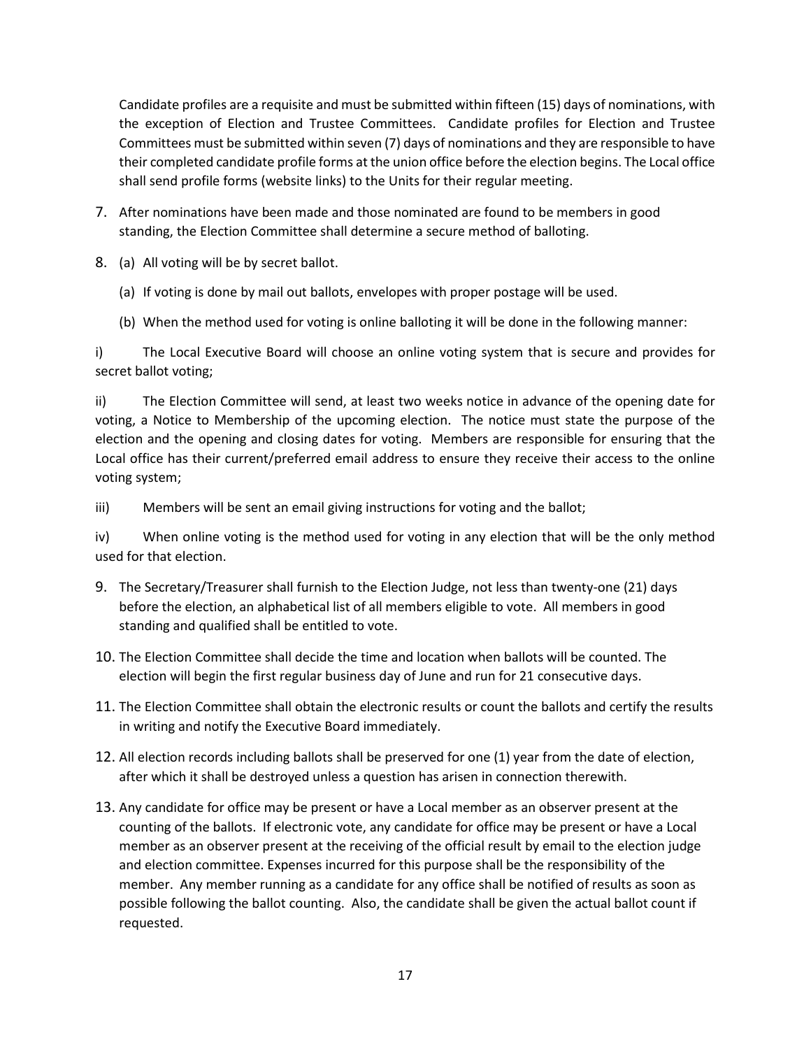Candidate profiles are a requisite and must be submitted within fifteen (15) days of nominations, with the exception of Election and Trustee Committees. Candidate profiles for Election and Trustee Committees must be submitted within seven (7) days of nominations and they are responsible to have their completed candidate profile forms at the union office before the election begins. The Local office shall send profile forms (website links) to the Units for their regular meeting.

7. After nominations have been made and those nominated are found to be members in good standing, the Election Committee shall determine a secure method of balloting.

8. (a) All voting will be by secret ballot.

   (a) If voting is done by mail out ballots, envelopes with proper postage will be used.

   (b) When the method used for voting is online balloting it will be done in the following manner:

i) The Local Executive Board will choose an online voting system that is secure and provides for secret ballot voting;

ii) The Election Committee will send, at least two weeks notice in advance of the opening date for voting, a Notice to Membership of the upcoming election. The notice must state the purpose of the election and the opening and closing dates for voting. Members are responsible for ensuring that the Local office has their current/preferred email address to ensure they receive their access to the online voting system;

iii) Members will be sent an email giving instructions for voting and the ballot;

iv) When online voting is the method used for voting in any election that will be the only method used for that election.

9. The Secretary/Treasurer shall furnish to the Election Judge, not less than twenty-one (21) days before the election, an alphabetical list of all members eligible to vote. All members in good standing and qualified shall be entitled to vote.

10. The Election Committee shall decide the time and location when ballots will be counted. The election will begin the first regular business day of June and run for 21 consecutive days.

11. The Election Committee shall obtain the electronic results or count the ballots and certify the results in writing and notify the Executive Board immediately.

12. All election records including ballots shall be preserved for one (1) year from the date of election, after which it shall be destroyed unless a question has arisen in connection therewith.

13. Any candidate for office may be present or have a Local member as an observer present at the counting of the ballots. If electronic vote, any candidate for office may be present or have a Local member as an observer present at the receiving of the official result by email to the election judge and election committee. Expenses incurred for this purpose shall be the responsibility of the member. Any member running as a candidate for any office shall be notified of results as soon as possible following the ballot counting. Also, the candidate shall be given the actual ballot count if requested.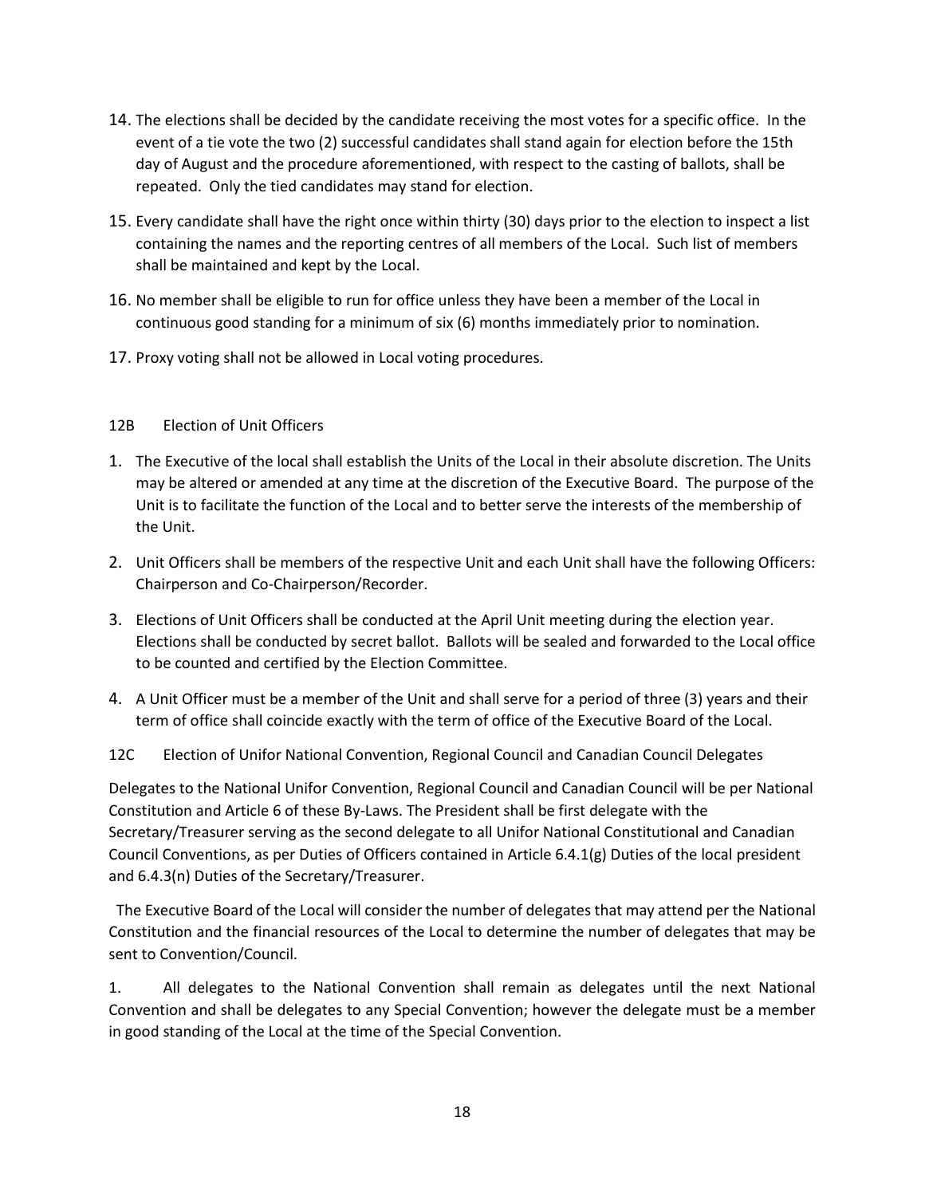14. The elections shall be decided by the candidate receiving the most votes for a specific office. In the event of a tie vote the two (2) successful candidates shall stand again for election before the 15th day of August and the procedure aforementioned, with respect to the casting of ballots, shall be repeated. Only the tied candidates may stand for election.
15. Every candidate shall have the right once within thirty (30) days prior to the election to inspect a list containing the names and the reporting centres of all members of the Local. Such list of members shall be maintained and kept by the Local.
16. No member shall be eligible to run for office unless they have been a member of the Local in continuous good standing for a minimum of six (6) months immediately prior to nomination.
17. Proxy voting shall not be allowed in Local voting procedures.

12B Election of Unit Officers

1. The Executive of the local shall establish the Units of the Local in their absolute discretion. The Units may be altered or amended at any time at the discretion of the Executive Board. The purpose of the Unit is to facilitate the function of the Local and to better serve the interests of the membership of the Unit.
2. Unit Officers shall be members of the respective Unit and each Unit shall have the following Officers: Chairperson and Co-Chairperson/Recorder.
3. Elections of Unit Officers shall be conducted at the April Unit meeting during the election year. Elections shall be conducted by secret ballot. Ballots will be sealed and forwarded to the Local office to be counted and certified by the Election Committee.
4. A Unit Officer must be a member of the Unit and shall serve for a period of three (3) years and their term of office shall coincide exactly with the term of office of the Executive Board of the Local.

12C Election of Unifor National Convention, Regional Council and Canadian Council Delegates

Delegates to the National Unifor Convention, Regional Council and Canadian Council will be per National Constitution and Article 6 of these By-Laws. The President shall be first delegate with the Secretary/Treasurer serving as the second delegate to all Unifor National Constitutional and Canadian Council Conventions, as per Duties of Officers contained in Article 6.4.1(g) Duties of the local president and 6.4.3(n) Duties of the Secretary/Treasurer.

The Executive Board of the Local will consider the number of delegates that may attend per the National Constitution and the financial resources of the Local to determine the number of delegates that may be sent to Convention/Council.

1. All delegates to the National Convention shall remain as delegates until the next National Convention and shall be delegates to any Special Convention; however the delegate must be a member in good standing of the Local at the time of the Special Convention.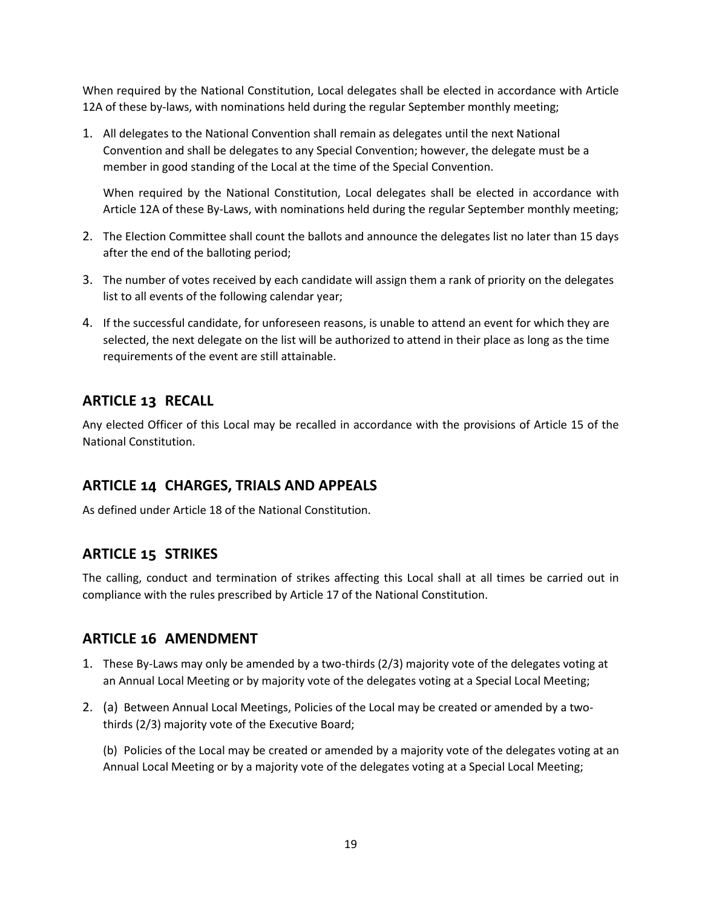When required by the National Constitution, Local delegates shall be elected in accordance with Article 12A of these by-laws, with nominations held during the regular September monthly meeting;

1. All delegates to the National Convention shall remain as delegates until the next National Convention and shall be delegates to any Special Convention; however, the delegate must be a member in good standing of the Local at the time of the Special Convention.

   When required by the National Constitution, Local delegates shall be elected in accordance with Article 12A of these By-Laws, with nominations held during the regular September monthly meeting;

2. The Election Committee shall count the ballots and announce the delegates list no later than 15 days after the end of the balloting period;

3. The number of votes received by each candidate will assign them a rank of priority on the delegates list to all events of the following calendar year;

4. If the successful candidate, for unforeseen reasons, is unable to attend an event for which they are selected, the next delegate on the list will be authorized to attend in their place as long as the time requirements of the event are still attainable.

## ARTICLE 13 RECALL

Any elected Officer of this Local may be recalled in accordance with the provisions of Article 15 of the National Constitution.

## ARTICLE 14 CHARGES, TRIALS AND APPEALS

As defined under Article 18 of the National Constitution.

## ARTICLE 15 STRIKES

The calling, conduct and termination of strikes affecting this Local shall at all times be carried out in compliance with the rules prescribed by Article 17 of the National Constitution.

## ARTICLE 16 AMENDMENT

1. These By-Laws may only be amended by a two-thirds (2/3) majority vote of the delegates voting at an Annual Local Meeting or by majority vote of the delegates voting at a Special Local Meeting;

2. (a) Between Annual Local Meetings, Policies of the Local may be created or amended by a two-thirds (2/3) majority vote of the Executive Board;

   (b) Policies of the Local may be created or amended by a majority vote of the delegates voting at an Annual Local Meeting or by a majority vote of the delegates voting at a Special Local Meeting;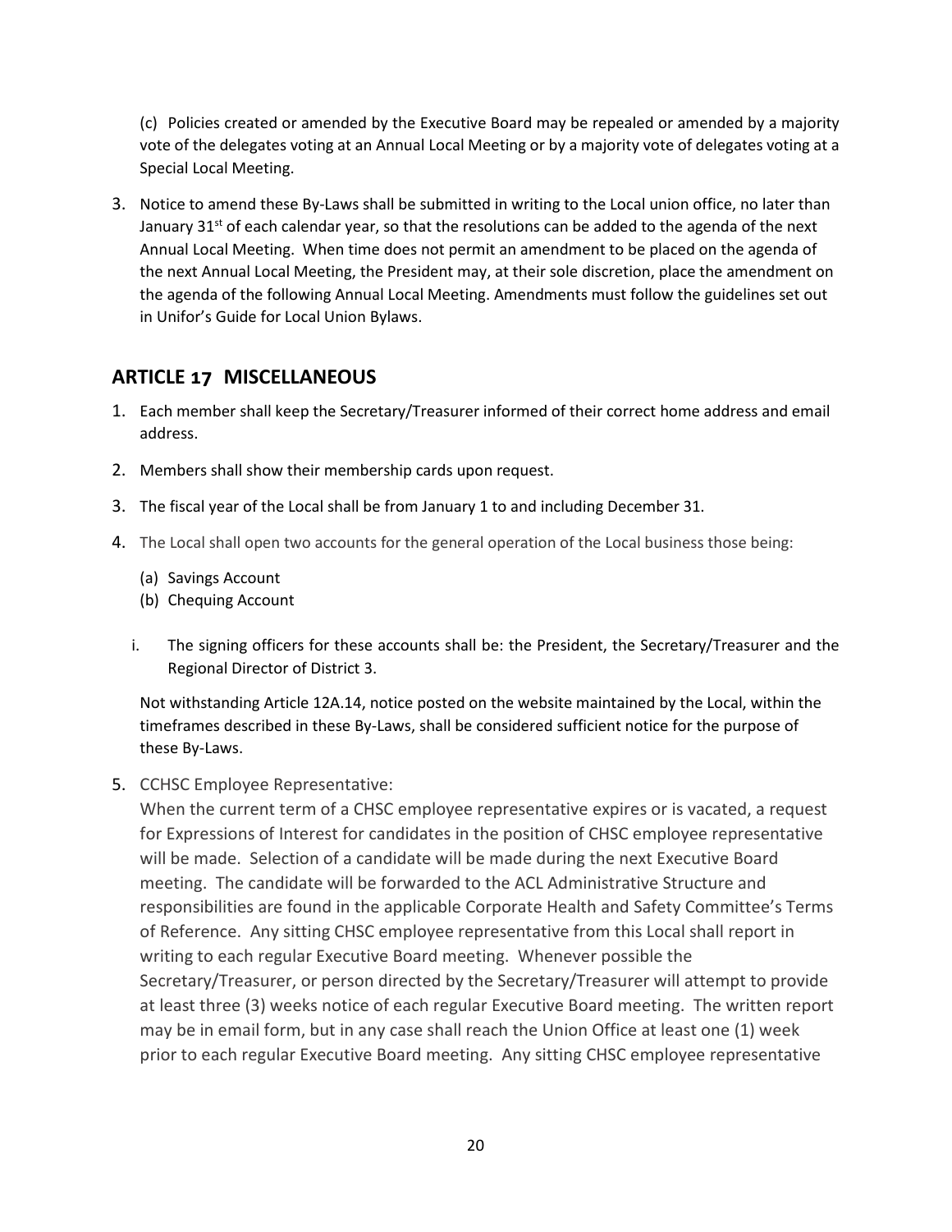(c) Policies created or amended by the Executive Board may be repealed or amended by a majority vote of the delegates voting at an Annual Local Meeting or by a majority vote of delegates voting at a Special Local Meeting.

3. Notice to amend these By-Laws shall be submitted in writing to the Local union office, no later than January 31st of each calendar year, so that the resolutions can be added to the agenda of the next Annual Local Meeting. When time does not permit an amendment to be placed on the agenda of the next Annual Local Meeting, the President may, at their sole discretion, place the amendment on the agenda of the following Annual Local Meeting. Amendments must follow the guidelines set out in Unifor's Guide for Local Union Bylaws.

## ARTICLE 17 MISCELLANEOUS

1. Each member shall keep the Secretary/Treasurer informed of their correct home address and email address.
2. Members shall show their membership cards upon request.
3. The fiscal year of the Local shall be from January 1 to and including December 31.
4. The Local shall open two accounts for the general operation of the Local business those being:

   (a) Savings Account
   (b) Chequing Account

   i. The signing officers for these accounts shall be: the President, the Secretary/Treasurer and the Regional Director of District 3.

   Not withstanding Article 12A.14, notice posted on the website maintained by the Local, within the timeframes described in these By-Laws, shall be considered sufficient notice for the purpose of these By-Laws.

5. CCHSC Employee Representative:
   When the current term of a CHSC employee representative expires or is vacated, a request for Expressions of Interest for candidates in the position of CHSC employee representative will be made. Selection of a candidate will be made during the next Executive Board meeting. The candidate will be forwarded to the ACL Administrative Structure and responsibilities are found in the applicable Corporate Health and Safety Committee's Terms of Reference. Any sitting CHSC employee representative from this Local shall report in writing to each regular Executive Board meeting. Whenever possible the Secretary/Treasurer, or person directed by the Secretary/Treasurer will attempt to provide at least three (3) weeks notice of each regular Executive Board meeting. The written report may be in email form, but in any case shall reach the Union Office at least one (1) week prior to each regular Executive Board meeting. Any sitting CHSC employee representative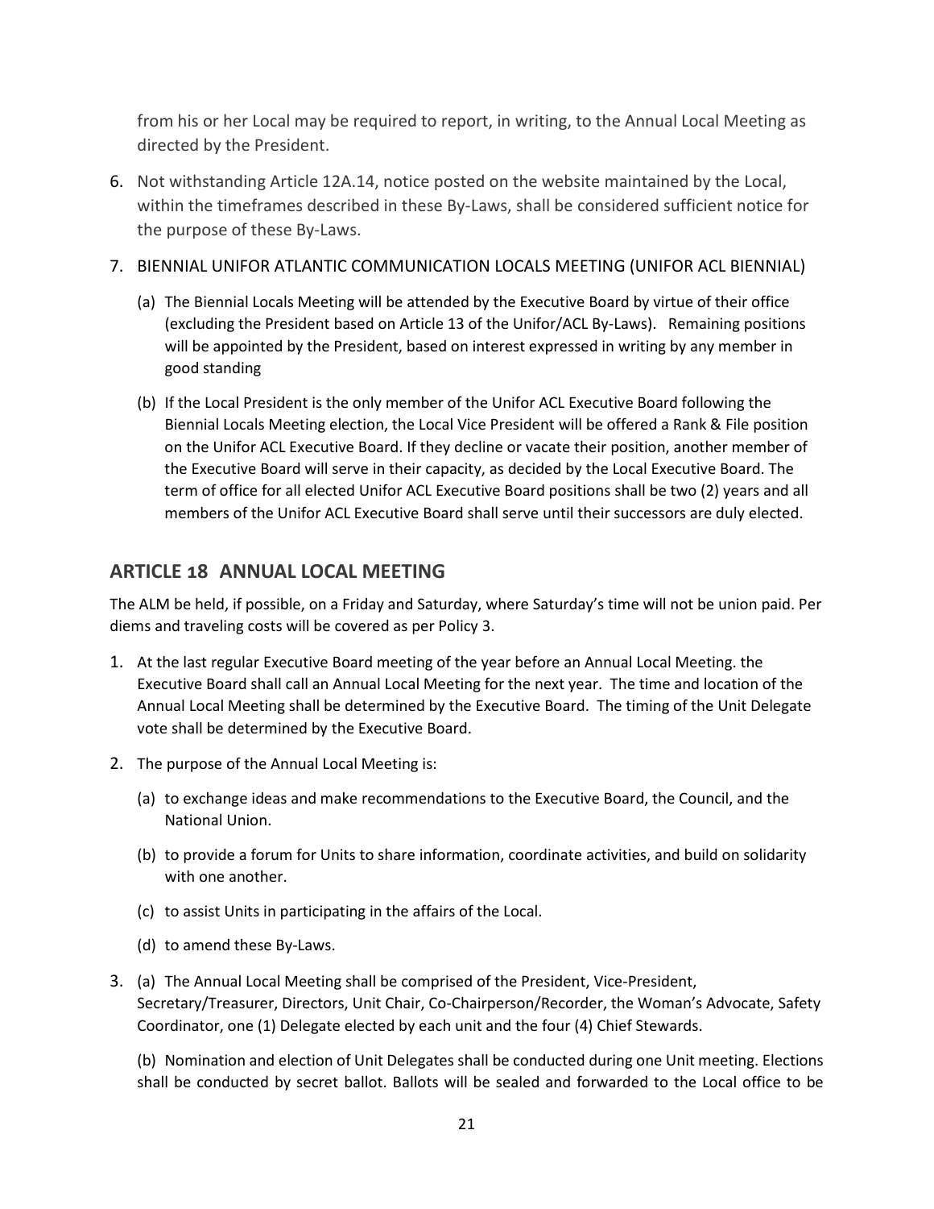from his or her Local may be required to report, in writing, to the Annual Local Meeting as directed by the President.

6. Not withstanding Article 12A.14, notice posted on the website maintained by the Local, within the timeframes described in these By-Laws, shall be considered sufficient notice for the purpose of these By-Laws.

7. BIENNIAL UNIFOR ATLANTIC COMMUNICATION LOCALS MEETING (UNIFOR ACL BIENNIAL)

   (a) The Biennial Locals Meeting will be attended by the Executive Board by virtue of their office (excluding the President based on Article 13 of the Unifor/ACL By-Laws). Remaining positions will be appointed by the President, based on interest expressed in writing by any member in good standing

   (b) If the Local President is the only member of the Unifor ACL Executive Board following the Biennial Locals Meeting election, the Local Vice President will be offered a Rank & File position on the Unifor ACL Executive Board. If they decline or vacate their position, another member of the Executive Board will serve in their capacity, as decided by the Local Executive Board. The term of office for all elected Unifor ACL Executive Board positions shall be two (2) years and all members of the Unifor ACL Executive Board shall serve until their successors are duly elected.

## ARTICLE 18 ANNUAL LOCAL MEETING

The ALM be held, if possible, on a Friday and Saturday, where Saturday's time will not be union paid. Per diems and traveling costs will be covered as per Policy 3.

1. At the last regular Executive Board meeting of the year before an Annual Local Meeting. the Executive Board shall call an Annual Local Meeting for the next year. The time and location of the Annual Local Meeting shall be determined by the Executive Board. The timing of the Unit Delegate vote shall be determined by the Executive Board.

2. The purpose of the Annual Local Meeting is:

   (a) to exchange ideas and make recommendations to the Executive Board, the Council, and the National Union.

   (b) to provide a forum for Units to share information, coordinate activities, and build on solidarity with one another.

   (c) to assist Units in participating in the affairs of the Local.

   (d) to amend these By-Laws.

3. (a) The Annual Local Meeting shall be comprised of the President, Vice-President, Secretary/Treasurer, Directors, Unit Chair, Co-Chairperson/Recorder, the Woman's Advocate, Safety Coordinator, one (1) Delegate elected by each unit and the four (4) Chief Stewards.

   (b) Nomination and election of Unit Delegates shall be conducted during one Unit meeting. Elections shall be conducted by secret ballot. Ballots will be sealed and forwarded to the Local office to be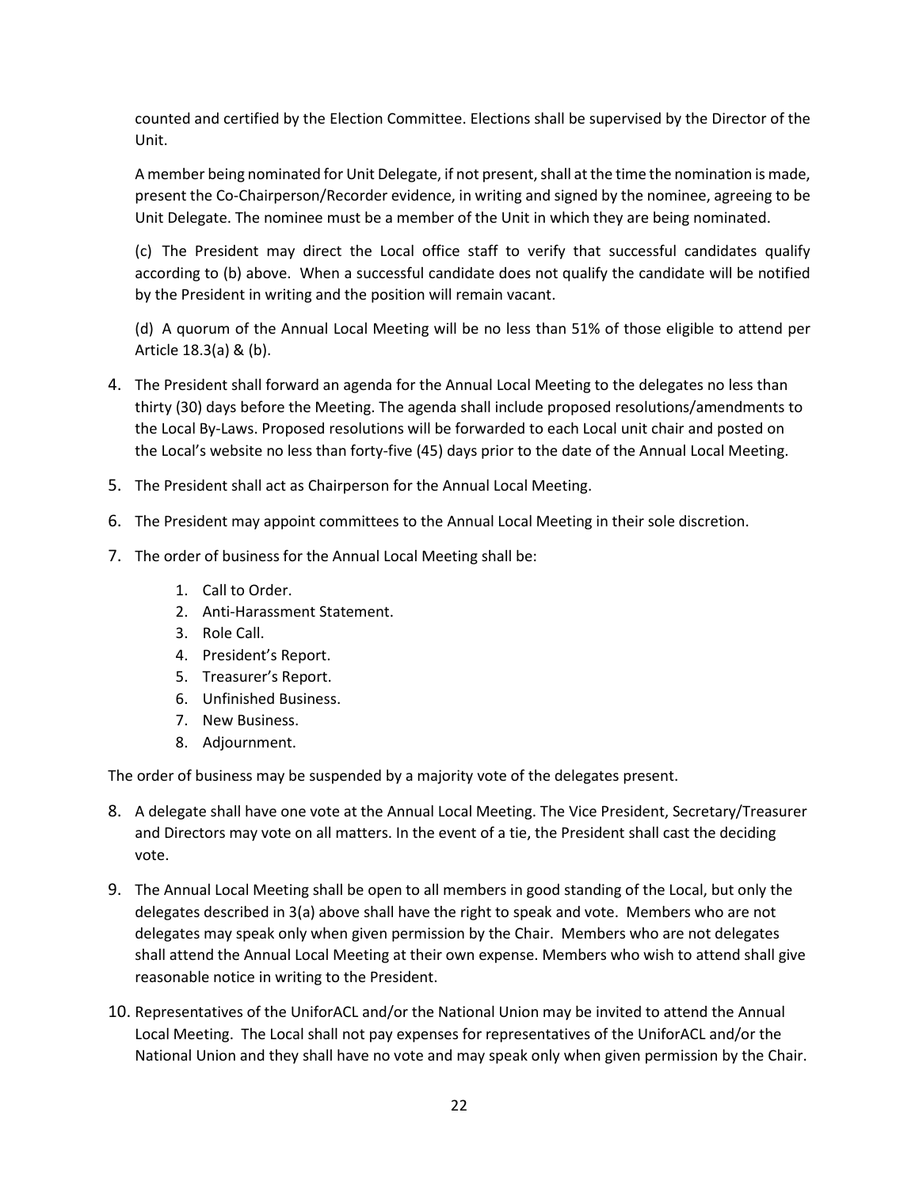counted and certified by the Election Committee. Elections shall be supervised by the Director of the Unit.

A member being nominated for Unit Delegate, if not present, shall at the time the nomination is made, present the Co-Chairperson/Recorder evidence, in writing and signed by the nominee, agreeing to be Unit Delegate. The nominee must be a member of the Unit in which they are being nominated.

(c) The President may direct the Local office staff to verify that successful candidates qualify according to (b) above. When a successful candidate does not qualify the candidate will be notified by the President in writing and the position will remain vacant.

(d) A quorum of the Annual Local Meeting will be no less than 51% of those eligible to attend per Article 18.3(a) & (b).

4. The President shall forward an agenda for the Annual Local Meeting to the delegates no less than thirty (30) days before the Meeting. The agenda shall include proposed resolutions/amendments to the Local By-Laws. Proposed resolutions will be forwarded to each Local unit chair and posted on the Local's website no less than forty-five (45) days prior to the date of the Annual Local Meeting.
5. The President shall act as Chairperson for the Annual Local Meeting.
6. The President may appoint committees to the Annual Local Meeting in their sole discretion.
7. The order of business for the Annual Local Meeting shall be:
    1. Call to Order.
    2. Anti-Harassment Statement.
    3. Role Call.
    4. President's Report.
    5. Treasurer's Report.
    6. Unfinished Business.
    7. New Business.
    8. Adjournment.

The order of business may be suspended by a majority vote of the delegates present.

8. A delegate shall have one vote at the Annual Local Meeting. The Vice President, Secretary/Treasurer and Directors may vote on all matters. In the event of a tie, the President shall cast the deciding vote.
9. The Annual Local Meeting shall be open to all members in good standing of the Local, but only the delegates described in 3(a) above shall have the right to speak and vote. Members who are not delegates may speak only when given permission by the Chair. Members who are not delegates shall attend the Annual Local Meeting at their own expense. Members who wish to attend shall give reasonable notice in writing to the President.
10. Representatives of the UniforACL and/or the National Union may be invited to attend the Annual Local Meeting. The Local shall not pay expenses for representatives of the UniforACL and/or the National Union and they shall have no vote and may speak only when given permission by the Chair.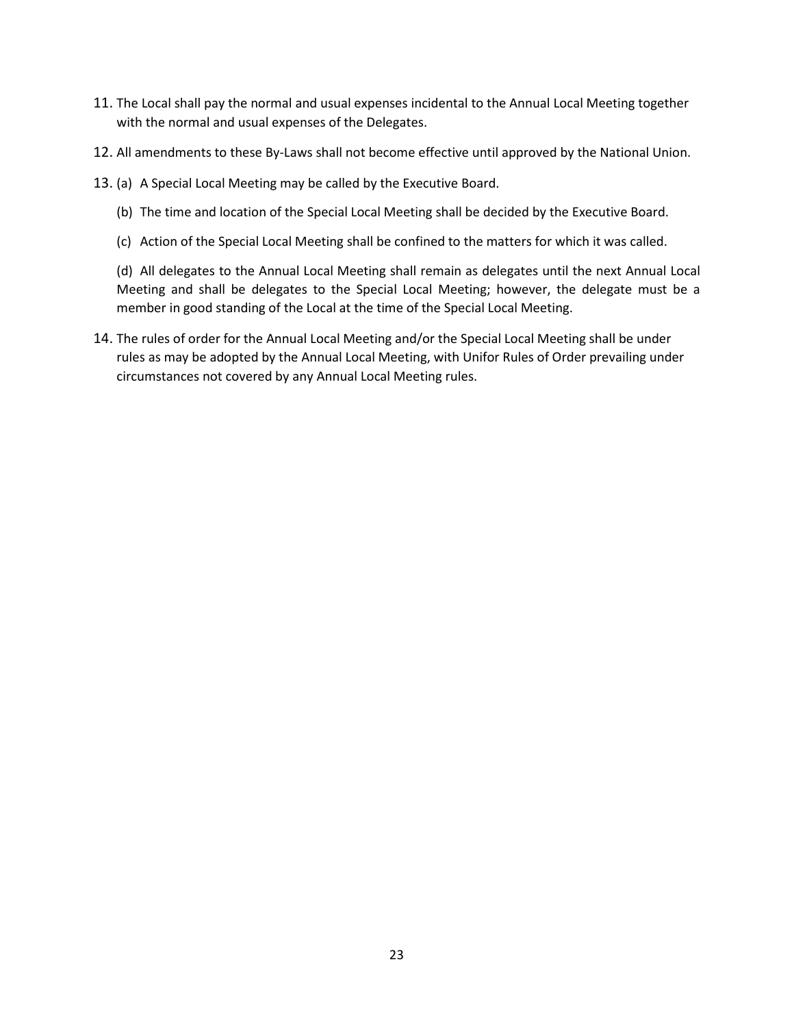11. The Local shall pay the normal and usual expenses incidental to the Annual Local Meeting together with the normal and usual expenses of the Delegates.

12. All amendments to these By-Laws shall not become effective until approved by the National Union.

13. (a) A Special Local Meeting may be called by the Executive Board.

    (b) The time and location of the Special Local Meeting shall be decided by the Executive Board.

    (c) Action of the Special Local Meeting shall be confined to the matters for which it was called.

    (d) All delegates to the Annual Local Meeting shall remain as delegates until the next Annual Local Meeting and shall be delegates to the Special Local Meeting; however, the delegate must be a member in good standing of the Local at the time of the Special Local Meeting.

14. The rules of order for the Annual Local Meeting and/or the Special Local Meeting shall be under rules as may be adopted by the Annual Local Meeting, with Unifor Rules of Order prevailing under circumstances not covered by any Annual Local Meeting rules.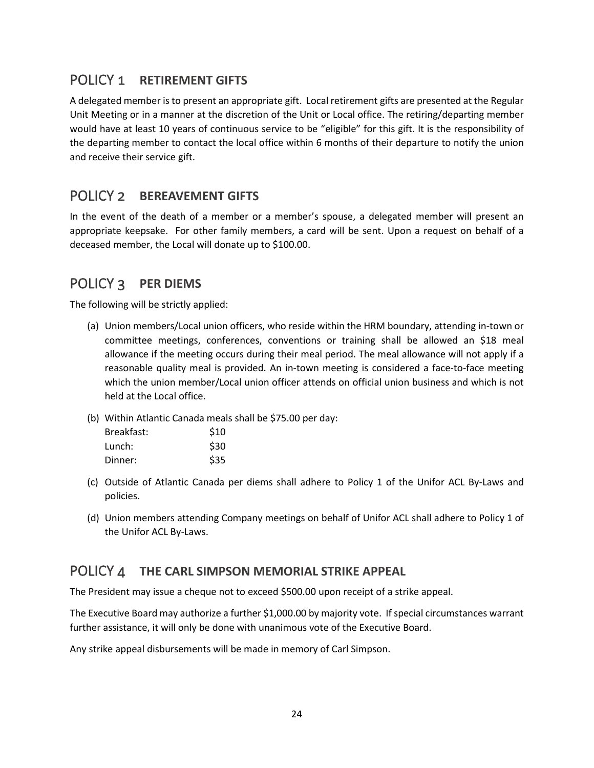## POLICY 1 **RETIREMENT GIFTS**

A delegated member is to present an appropriate gift. Local retirement gifts are presented at the Regular Unit Meeting or in a manner at the discretion of the Unit or Local office. The retiring/departing member would have at least 10 years of continuous service to be "eligible" for this gift. It is the responsibility of the departing member to contact the local office within 6 months of their departure to notify the union and receive their service gift.

## POLICY 2 **BEREAVEMENT GIFTS**

In the event of the death of a member or a member's spouse, a delegated member will present an appropriate keepsake. For other family members, a card will be sent. Upon a request on behalf of a deceased member, the Local will donate up to $100.00.

## POLICY 3 **PER DIEMS**

The following will be strictly applied:

(a) Union members/Local union officers, who reside within the HRM boundary, attending in-town or committee meetings, conferences, conventions or training shall be allowed an $18 meal allowance if the meeting occurs during their meal period. The meal allowance will not apply if a reasonable quality meal is provided. An in-town meeting is considered a face-to-face meeting which the union member/Local union officer attends on official union business and which is not held at the Local office.

(b) Within Atlantic Canada meals shall be $75.00 per day:

| | |
|---|---|
| Breakfast: | $10 |
| Lunch: | $30 |
| Dinner: | $35 |

(c) Outside of Atlantic Canada per diems shall adhere to Policy 1 of the Unifor ACL By-Laws and policies.

(d) Union members attending Company meetings on behalf of Unifor ACL shall adhere to Policy 1 of the Unifor ACL By-Laws.

## POLICY 4 **THE CARL SIMPSON MEMORIAL STRIKE APPEAL**

The President may issue a cheque not to exceed $500.00 upon receipt of a strike appeal.

The Executive Board may authorize a further $1,000.00 by majority vote. If special circumstances warrant further assistance, it will only be done with unanimous vote of the Executive Board.

Any strike appeal disbursements will be made in memory of Carl Simpson.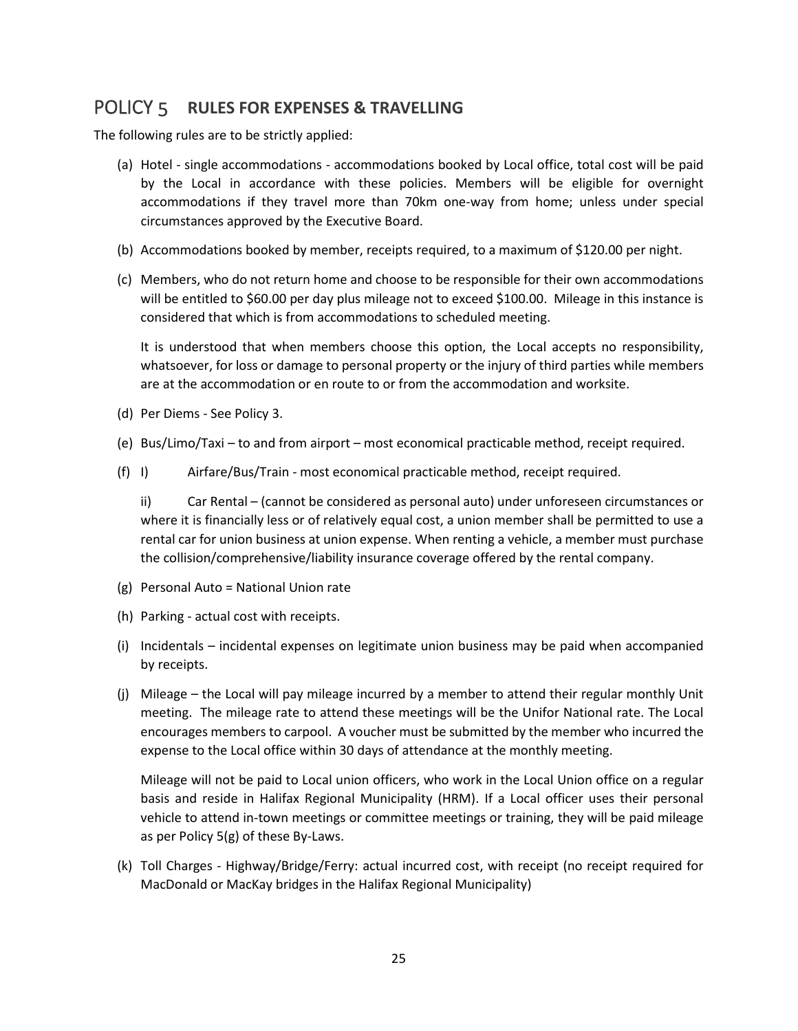## POLICY 5 **RULES FOR EXPENSES & TRAVELLING**

The following rules are to be strictly applied:

(a) Hotel - single accommodations - accommodations booked by Local office, total cost will be paid by the Local in accordance with these policies. Members will be eligible for overnight accommodations if they travel more than 70km one-way from home; unless under special circumstances approved by the Executive Board.

(b) Accommodations booked by member, receipts required, to a maximum of $120.00 per night.

(c) Members, who do not return home and choose to be responsible for their own accommodations will be entitled to $60.00 per day plus mileage not to exceed $100.00. Mileage in this instance is considered that which is from accommodations to scheduled meeting.

It is understood that when members choose this option, the Local accepts no responsibility, whatsoever, for loss or damage to personal property or the injury of third parties while members are at the accommodation or en route to or from the accommodation and worksite.

(d) Per Diems - See Policy 3.

(e) Bus/Limo/Taxi – to and from airport – most economical practicable method, receipt required.

(f) I) Airfare/Bus/Train - most economical practicable method, receipt required.

ii) Car Rental – (cannot be considered as personal auto) under unforeseen circumstances or where it is financially less or of relatively equal cost, a union member shall be permitted to use a rental car for union business at union expense. When renting a vehicle, a member must purchase the collision/comprehensive/liability insurance coverage offered by the rental company.

(g) Personal Auto = National Union rate

(h) Parking - actual cost with receipts.

(i) Incidentals – incidental expenses on legitimate union business may be paid when accompanied by receipts.

(j) Mileage – the Local will pay mileage incurred by a member to attend their regular monthly Unit meeting. The mileage rate to attend these meetings will be the Unifor National rate. The Local encourages members to carpool. A voucher must be submitted by the member who incurred the expense to the Local office within 30 days of attendance at the monthly meeting.

Mileage will not be paid to Local union officers, who work in the Local Union office on a regular basis and reside in Halifax Regional Municipality (HRM). If a Local officer uses their personal vehicle to attend in-town meetings or committee meetings or training, they will be paid mileage as per Policy 5(g) of these By-Laws.

(k) Toll Charges - Highway/Bridge/Ferry: actual incurred cost, with receipt (no receipt required for MacDonald or MacKay bridges in the Halifax Regional Municipality)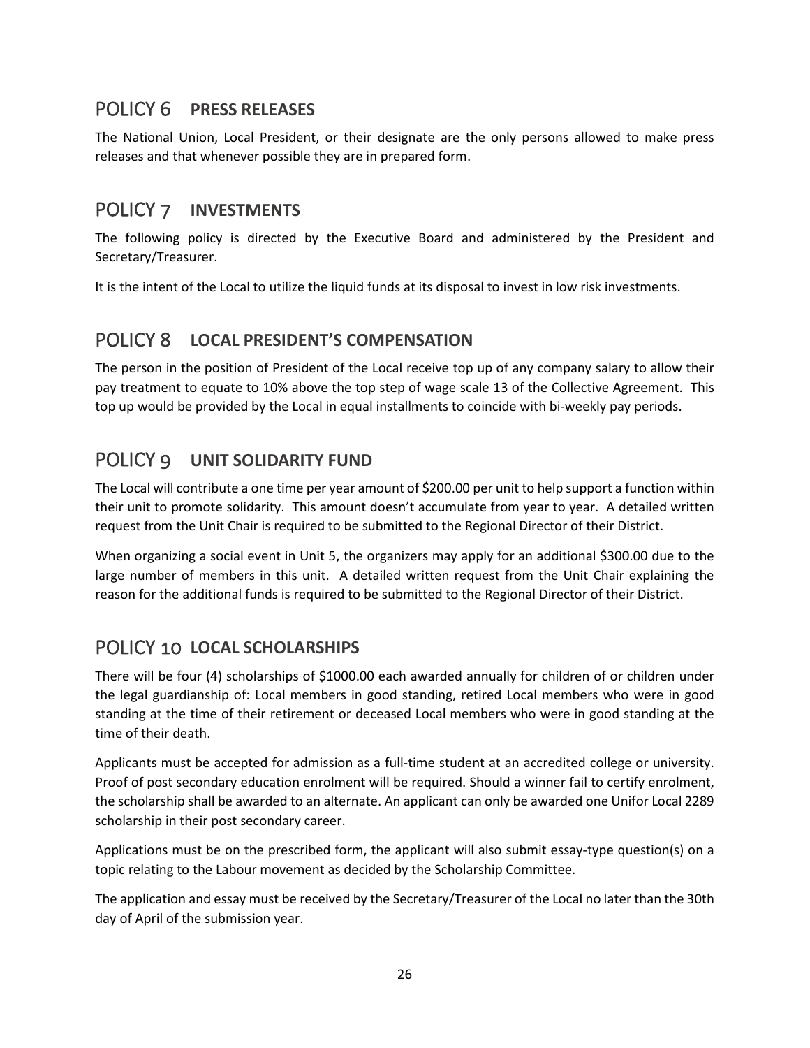## POLICY 6 PRESS RELEASES

The National Union, Local President, or their designate are the only persons allowed to make press releases and that whenever possible they are in prepared form.

## POLICY 7 INVESTMENTS

The following policy is directed by the Executive Board and administered by the President and Secretary/Treasurer.

It is the intent of the Local to utilize the liquid funds at its disposal to invest in low risk investments.

## POLICY 8 LOCAL PRESIDENT'S COMPENSATION

The person in the position of President of the Local receive top up of any company salary to allow their pay treatment to equate to 10% above the top step of wage scale 13 of the Collective Agreement. This top up would be provided by the Local in equal installments to coincide with bi-weekly pay periods.

## POLICY 9 UNIT SOLIDARITY FUND

The Local will contribute a one time per year amount of $200.00 per unit to help support a function within their unit to promote solidarity. This amount doesn't accumulate from year to year. A detailed written request from the Unit Chair is required to be submitted to the Regional Director of their District.

When organizing a social event in Unit 5, the organizers may apply for an additional $300.00 due to the large number of members in this unit. A detailed written request from the Unit Chair explaining the reason for the additional funds is required to be submitted to the Regional Director of their District.

## POLICY 10 LOCAL SCHOLARSHIPS

There will be four (4) scholarships of $1000.00 each awarded annually for children of or children under the legal guardianship of: Local members in good standing, retired Local members who were in good standing at the time of their retirement or deceased Local members who were in good standing at the time of their death.

Applicants must be accepted for admission as a full-time student at an accredited college or university. Proof of post secondary education enrolment will be required. Should a winner fail to certify enrolment, the scholarship shall be awarded to an alternate. An applicant can only be awarded one Unifor Local 2289 scholarship in their post secondary career.

Applications must be on the prescribed form, the applicant will also submit essay-type question(s) on a topic relating to the Labour movement as decided by the Scholarship Committee.

The application and essay must be received by the Secretary/Treasurer of the Local no later than the 30th day of April of the submission year.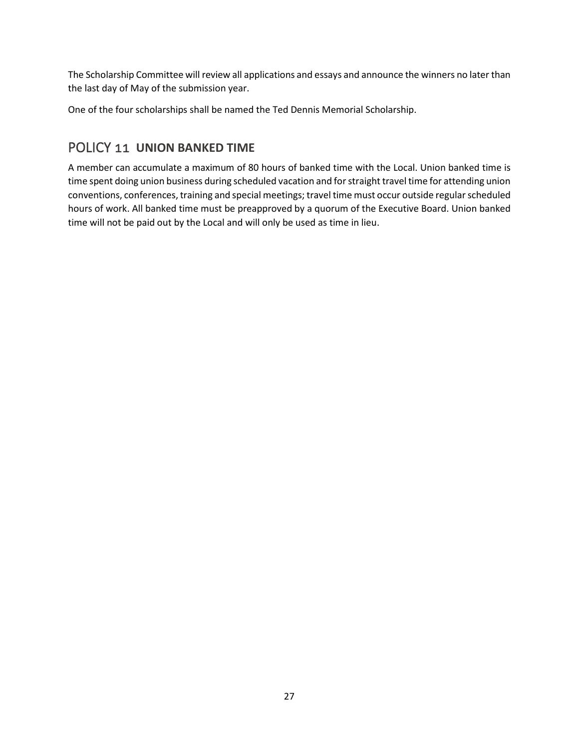The Scholarship Committee will review all applications and essays and announce the winners no later than the last day of May of the submission year.

One of the four scholarships shall be named the Ted Dennis Memorial Scholarship.

## POLICY 11 UNION BANKED TIME

A member can accumulate a maximum of 80 hours of banked time with the Local. Union banked time is time spent doing union business during scheduled vacation and for straight travel time for attending union conventions, conferences, training and special meetings; travel time must occur outside regular scheduled hours of work. All banked time must be preapproved by a quorum of the Executive Board. Union banked time will not be paid out by the Local and will only be used as time in lieu.